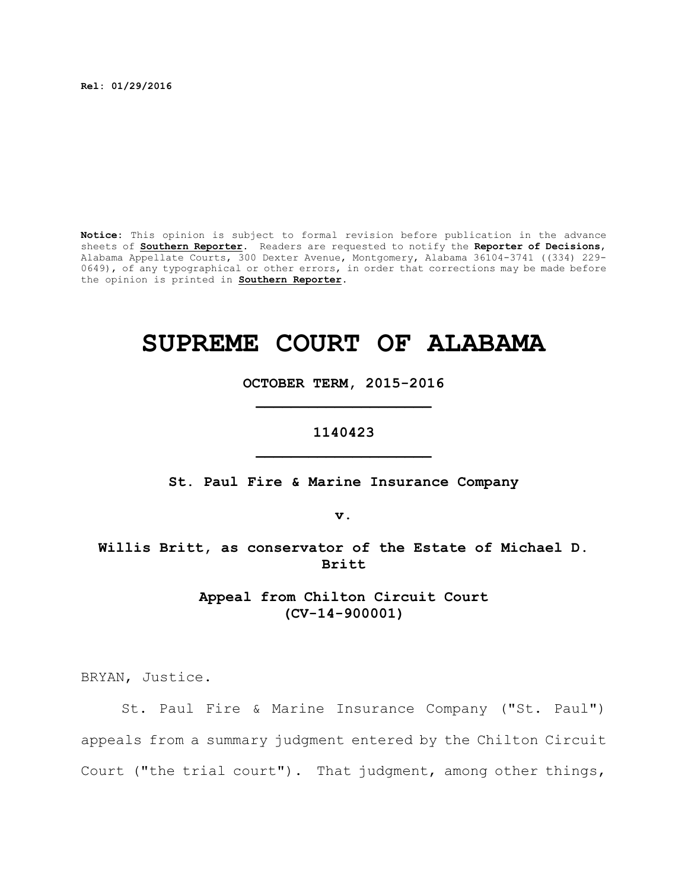**Rel: 01/29/2016**

**Notice:** This opinion is subject to formal revision before publication in the advance sheets of **Southern Reporter**. Readers are requested to notify the **Reporter of Decisions**, Alabama Appellate Courts, 300 Dexter Avenue, Montgomery, Alabama 36104-3741 ((334) 229-0649), of any typographical or other errors, in order that corrections may be made before the opinion is printed in **Southern Reporter**.

# SUPREME COURT OF ALABAMA

**OCTOBER TERM, 2015-2016**

---

**1140423**

---

**St. Paul Fire & Marine Insurance Company**

**v.**

**Willis Britt, as conservator of the Estate of Michael D. Britt**

**Appeal from Chilton Circuit Court (CV-14-900001)**

BRYAN, Justice.

St. Paul Fire & Marine Insurance Company ("St. Paul") appeals from a summary judgment entered by the Chilton Circuit Court ("the trial court"). That judgment, among other things,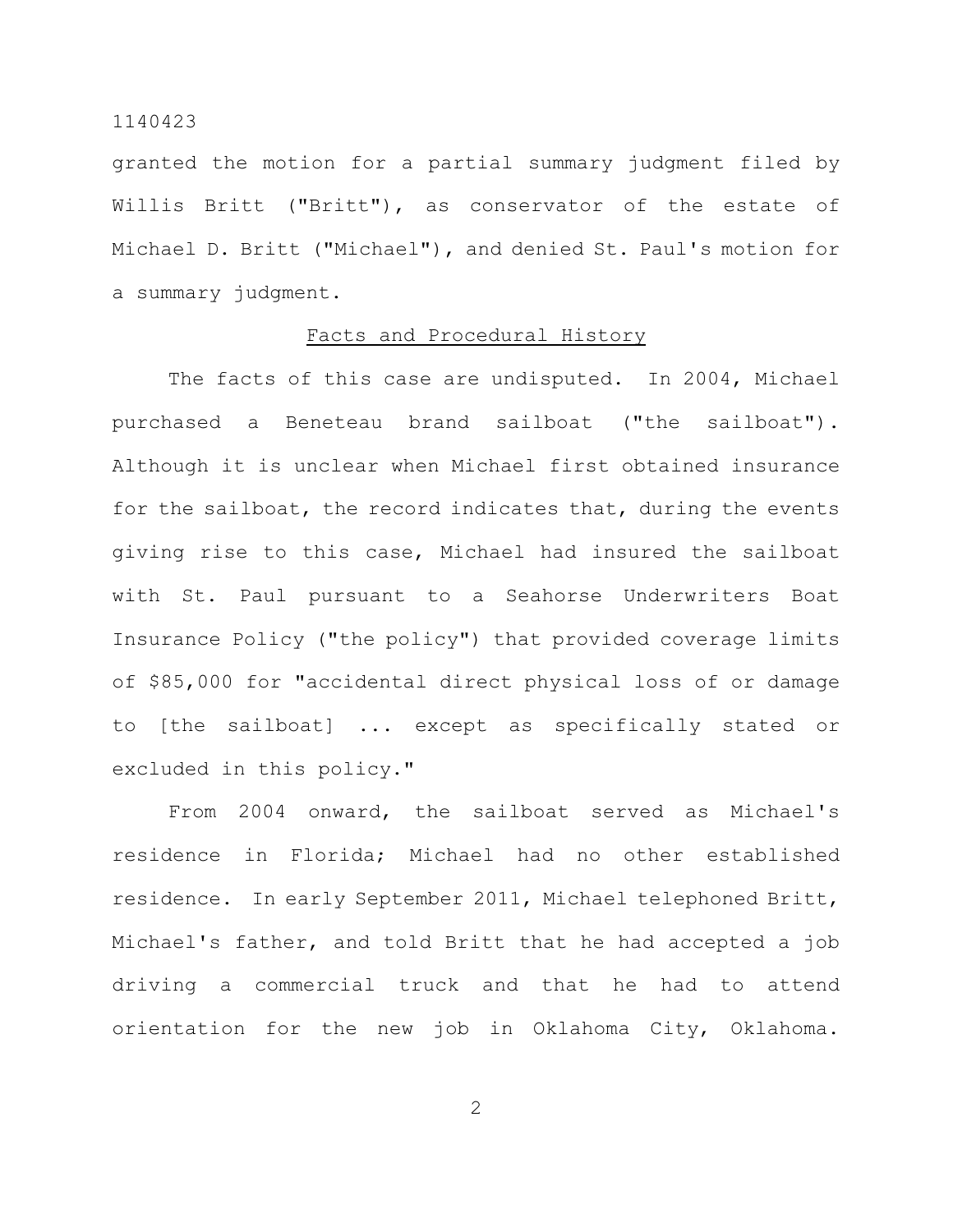granted the motion for a partial summary judgment filed by Willis Britt ("Britt"), as conservator of the estate of Michael D. Britt ("Michael"), and denied St. Paul's motion for a summary judgment.

## Facts and Procedural History

The facts of this case are undisputed. In 2004, Michael purchased a Beneteau brand sailboat ("the sailboat"). Although it is unclear when Michael first obtained insurance for the sailboat, the record indicates that, during the events giving rise to this case, Michael had insured the sailboat with St. Paul pursuant to a Seahorse Underwriters Boat Insurance Policy ("the policy") that provided coverage limits of $85,000 for "accidental direct physical loss of or damage to [the sailboat] ... except as specifically stated or excluded in this policy."

From 2004 onward, the sailboat served as Michael's residence in Florida; Michael had no other established residence. In early September 2011, Michael telephoned Britt, Michael's father, and told Britt that he had accepted a job driving a commercial truck and that he had to attend orientation for the new job in Oklahoma City, Oklahoma.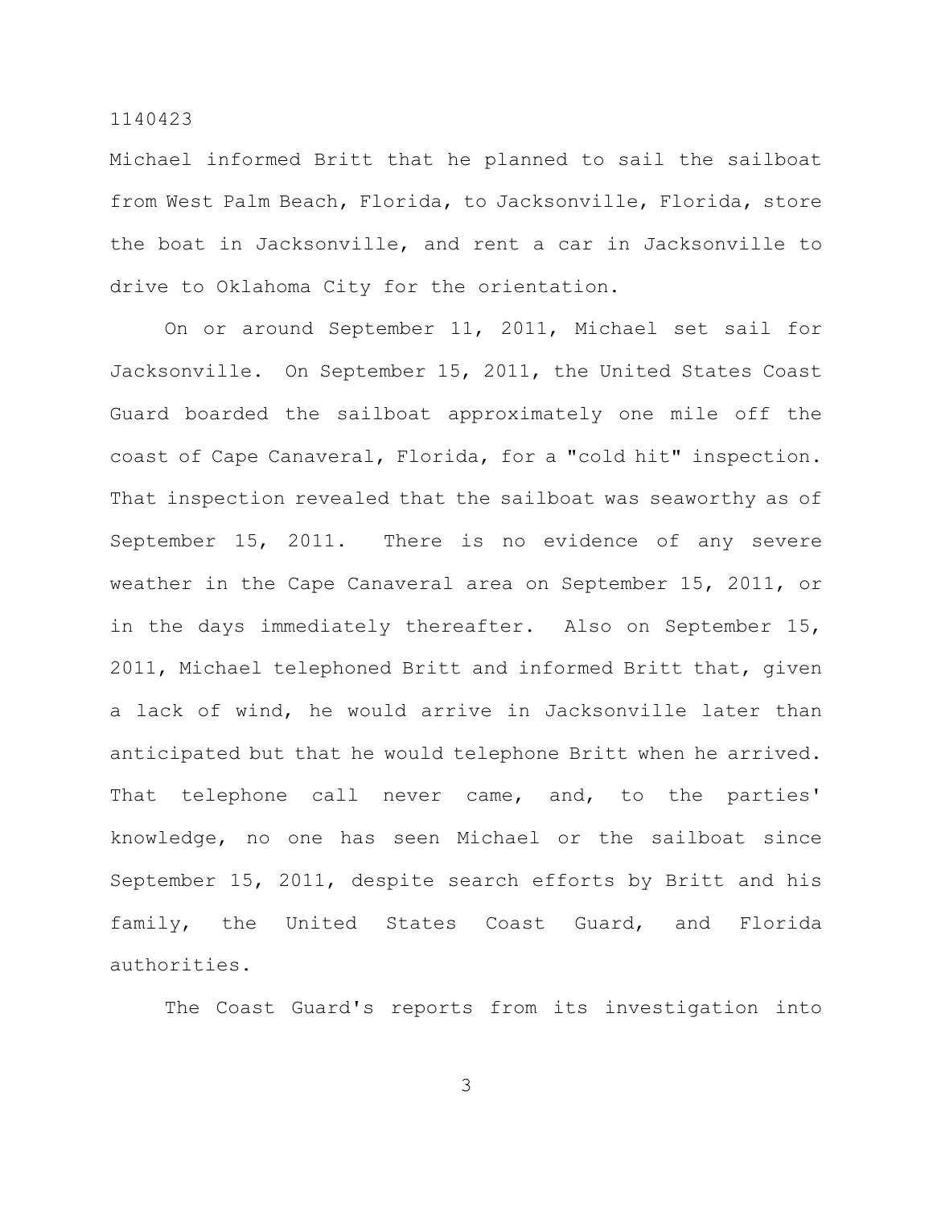Michael informed Britt that he planned to sail the sailboat from West Palm Beach, Florida, to Jacksonville, Florida, store the boat in Jacksonville, and rent a car in Jacksonville to drive to Oklahoma City for the orientation.

On or around September 11, 2011, Michael set sail for Jacksonville. On September 15, 2011, the United States Coast Guard boarded the sailboat approximately one mile off the coast of Cape Canaveral, Florida, for a "cold hit" inspection. That inspection revealed that the sailboat was seaworthy as of September 15, 2011. There is no evidence of any severe weather in the Cape Canaveral area on September 15, 2011, or in the days immediately thereafter. Also on September 15, 2011, Michael telephoned Britt and informed Britt that, given a lack of wind, he would arrive in Jacksonville later than anticipated but that he would telephone Britt when he arrived. That telephone call never came, and, to the parties' knowledge, no one has seen Michael or the sailboat since September 15, 2011, despite search efforts by Britt and his family, the United States Coast Guard, and Florida authorities.

The Coast Guard's reports from its investigation into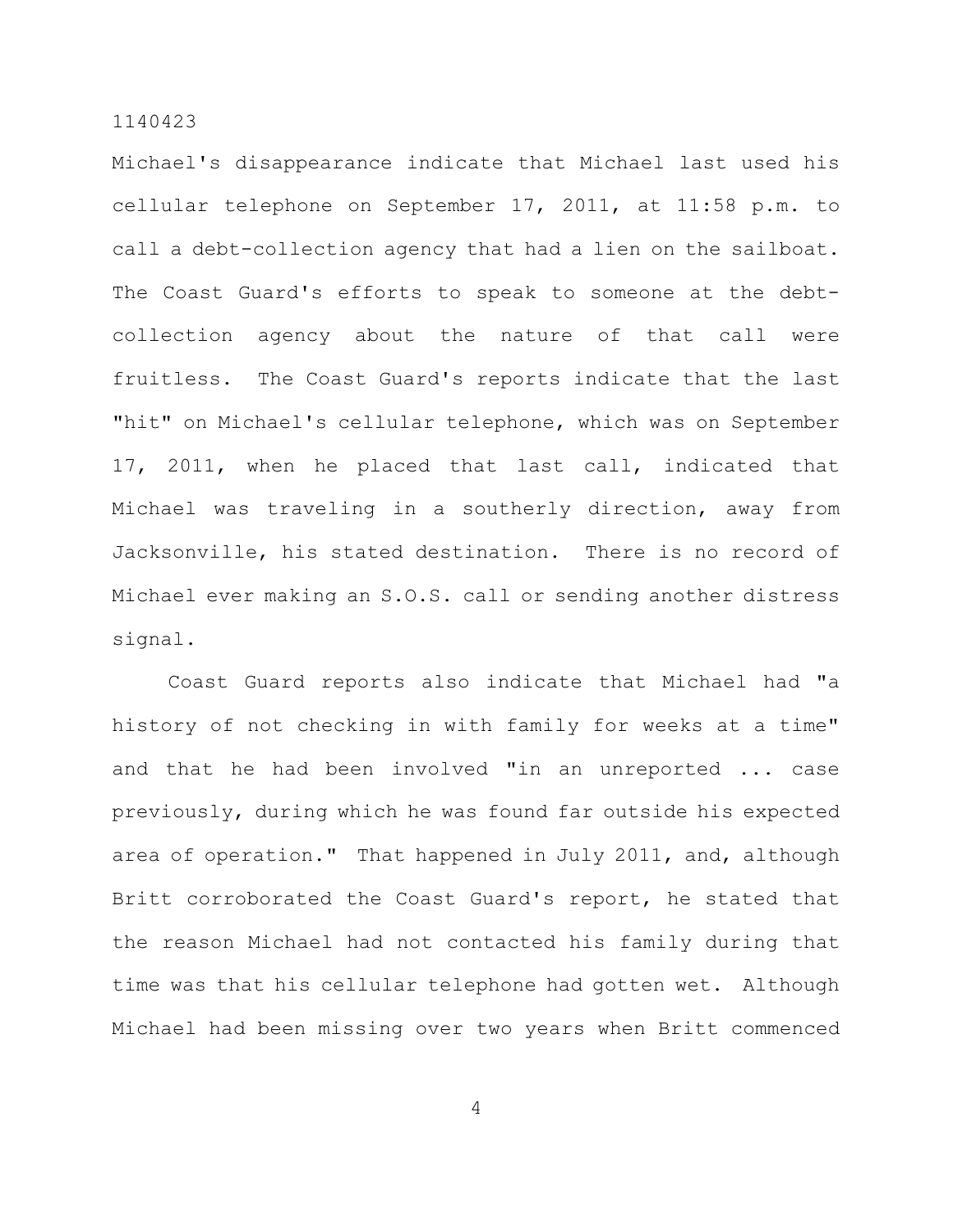Michael's disappearance indicate that Michael last used his cellular telephone on September 17, 2011, at 11:58 p.m. to call a debt-collection agency that had a lien on the sailboat. The Coast Guard's efforts to speak to someone at the debt-collection agency about the nature of that call were fruitless. The Coast Guard's reports indicate that the last "hit" on Michael's cellular telephone, which was on September 17, 2011, when he placed that last call, indicated that Michael was traveling in a southerly direction, away from Jacksonville, his stated destination. There is no record of Michael ever making an S.O.S. call or sending another distress signal.

Coast Guard reports also indicate that Michael had "a history of not checking in with family for weeks at a time" and that he had been involved "in an unreported ... case previously, during which he was found far outside his expected area of operation." That happened in July 2011, and, although Britt corroborated the Coast Guard's report, he stated that the reason Michael had not contacted his family during that time was that his cellular telephone had gotten wet. Although Michael had been missing over two years when Britt commenced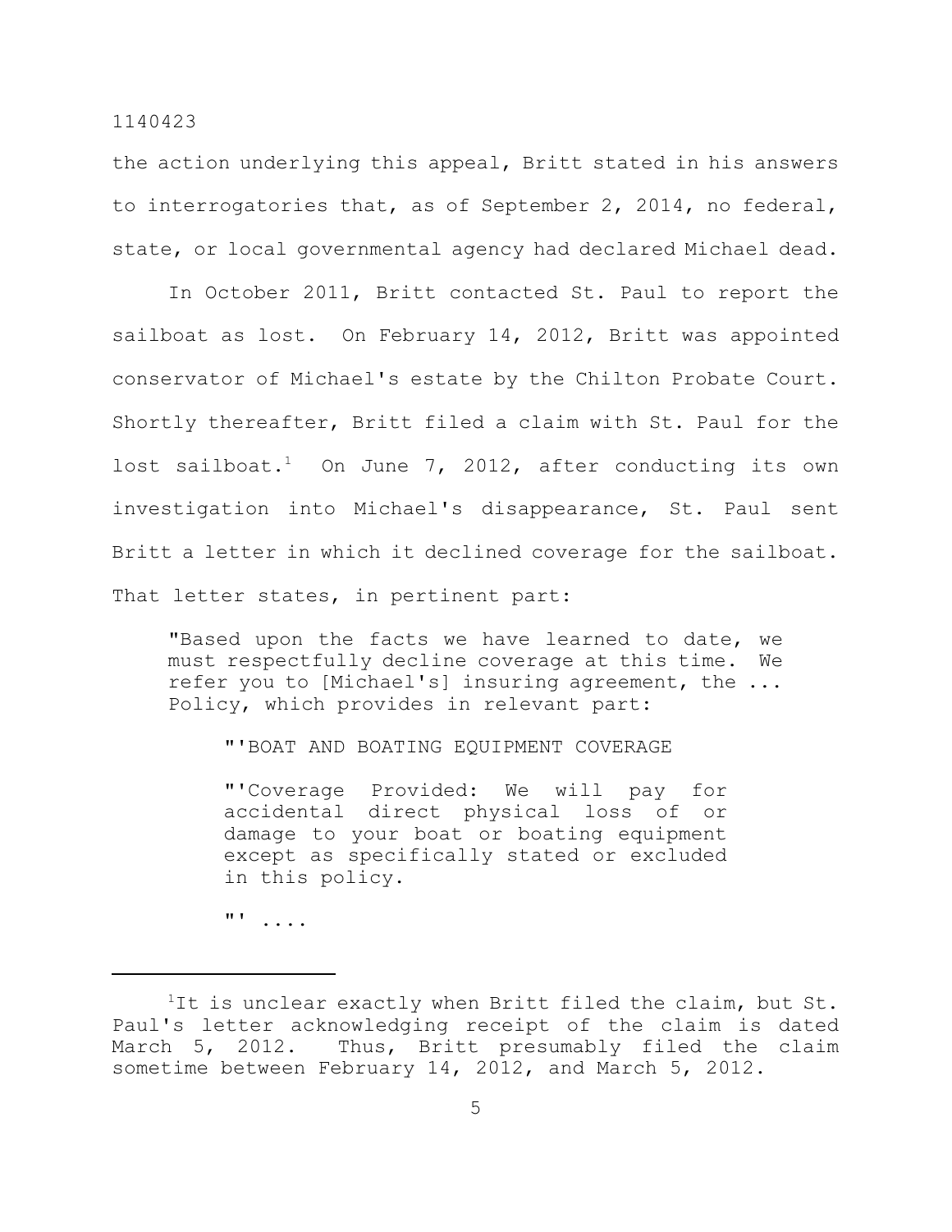the action underlying this appeal, Britt stated in his answers to interrogatories that, as of September 2, 2014, no federal, state, or local governmental agency had declared Michael dead.

In October 2011, Britt contacted St. Paul to report the sailboat as lost. On February 14, 2012, Britt was appointed conservator of Michael's estate by the Chilton Probate Court. Shortly thereafter, Britt filed a claim with St. Paul for the lost sailboat.[1] On June 7, 2012, after conducting its own investigation into Michael's disappearance, St. Paul sent Britt a letter in which it declined coverage for the sailboat. That letter states, in pertinent part:

> "Based upon the facts we have learned to date, we must respectfully decline coverage at this time. We refer you to [Michael's] insuring agreement, the ... Policy, which provides in relevant part:
>
> > "'BOAT AND BOATING EQUIPMENT COVERAGE
> >
> > "'Coverage Provided: We will pay for accidental direct physical loss of or damage to your boat or boating equipment except as specifically stated or excluded in this policy.
> >
> > "' ....

---

[1]It is unclear exactly when Britt filed the claim, but St. Paul's letter acknowledging receipt of the claim is dated March 5, 2012. Thus, Britt presumably filed the claim sometime between February 14, 2012, and March 5, 2012.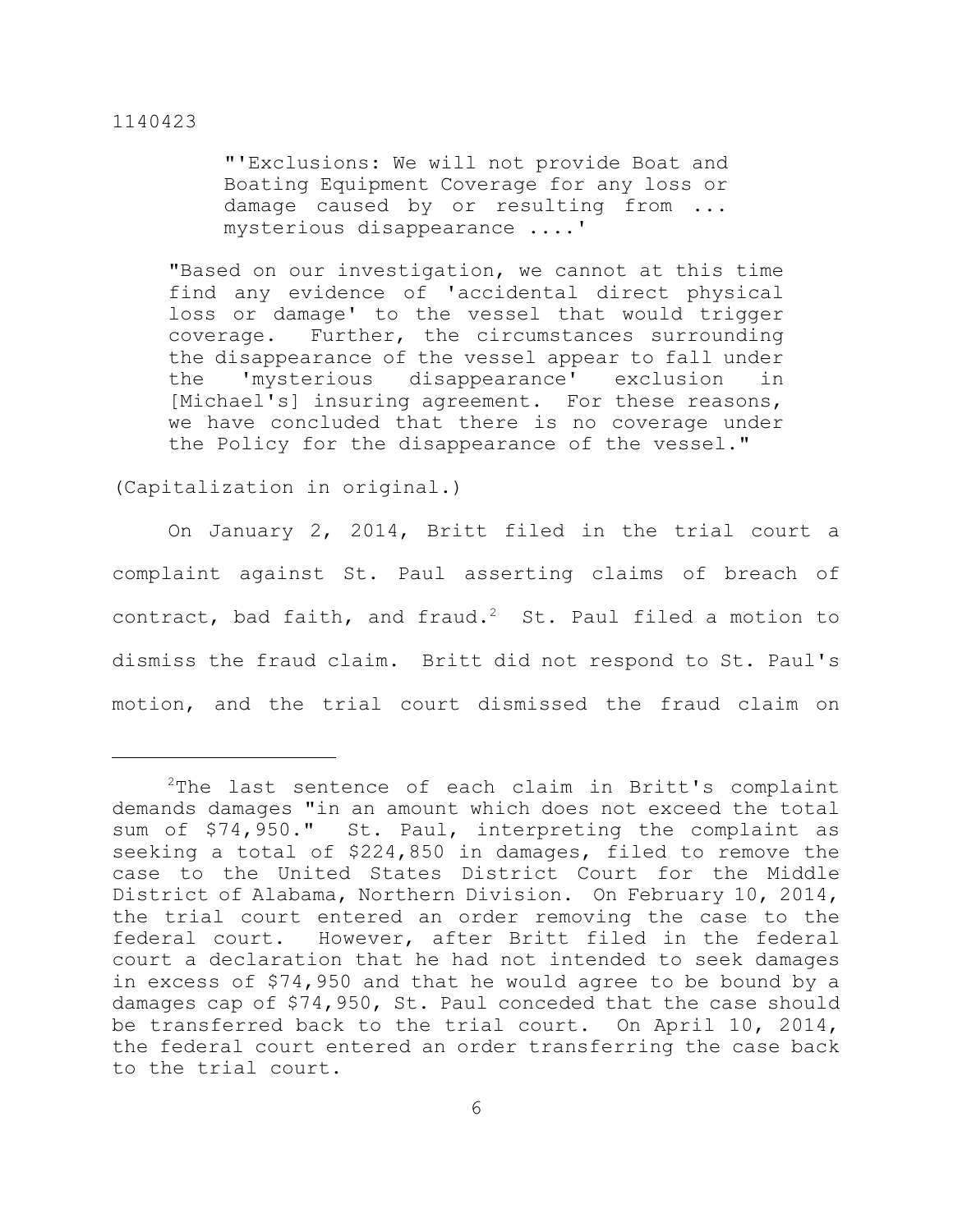> "'Exclusions: We will not provide Boat and Boating Equipment Coverage for any loss or damage caused by or resulting from ... mysterious disappearance ....'
>
> "Based on our investigation, we cannot at this time find any evidence of 'accidental direct physical loss or damage' to the vessel that would trigger coverage. Further, the circumstances surrounding the disappearance of the vessel appear to fall under the 'mysterious disappearance' exclusion in [Michael's] insuring agreement. For these reasons, we have concluded that there is no coverage under the Policy for the disappearance of the vessel."

(Capitalization in original.)

On January 2, 2014, Britt filed in the trial court a complaint against St. Paul asserting claims of breach of contract, bad faith, and fraud.[2] St. Paul filed a motion to dismiss the fraud claim. Britt did not respond to St. Paul's motion, and the trial court dismissed the fraud claim on

---

[2]The last sentence of each claim in Britt's complaint demands damages "in an amount which does not exceed the total sum of $74,950." St. Paul, interpreting the complaint as seeking a total of $224,850 in damages, filed to remove the case to the United States District Court for the Middle District of Alabama, Northern Division. On February 10, 2014, the trial court entered an order removing the case to the federal court. However, after Britt filed in the federal court a declaration that he had not intended to seek damages in excess of $74,950 and that he would agree to be bound by a damages cap of $74,950, St. Paul conceded that the case should be transferred back to the trial court. On April 10, 2014, the federal court entered an order transferring the case back to the trial court.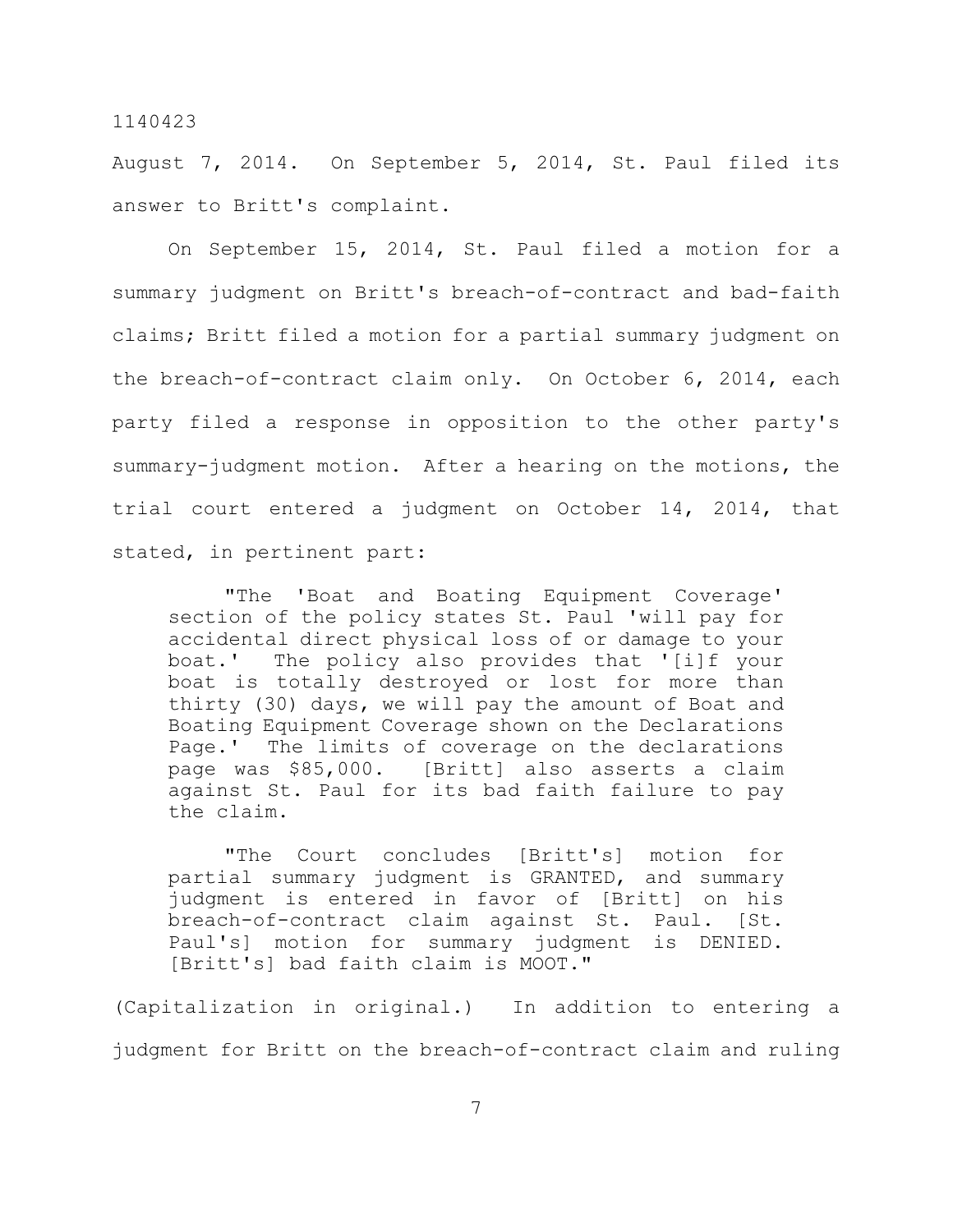August 7, 2014. On September 5, 2014, St. Paul filed its answer to Britt's complaint.

On September 15, 2014, St. Paul filed a motion for a summary judgment on Britt's breach-of-contract and bad-faith claims; Britt filed a motion for a partial summary judgment on the breach-of-contract claim only. On October 6, 2014, each party filed a response in opposition to the other party's summary-judgment motion. After a hearing on the motions, the trial court entered a judgment on October 14, 2014, that stated, in pertinent part:

> "The 'Boat and Boating Equipment Coverage' section of the policy states St. Paul 'will pay for accidental direct physical loss of or damage to your boat.' The policy also provides that '[i]f your boat is totally destroyed or lost for more than thirty (30) days, we will pay the amount of Boat and Boating Equipment Coverage shown on the Declarations Page.' The limits of coverage on the declarations page was $85,000. [Britt] also asserts a claim against St. Paul for its bad faith failure to pay the claim.
>
> "The Court concludes [Britt's] motion for partial summary judgment is GRANTED, and summary judgment is entered in favor of [Britt] on his breach-of-contract claim against St. Paul. [St. Paul's] motion for summary judgment is DENIED. [Britt's] bad faith claim is MOOT."

(Capitalization in original.) In addition to entering a judgment for Britt on the breach-of-contract claim and ruling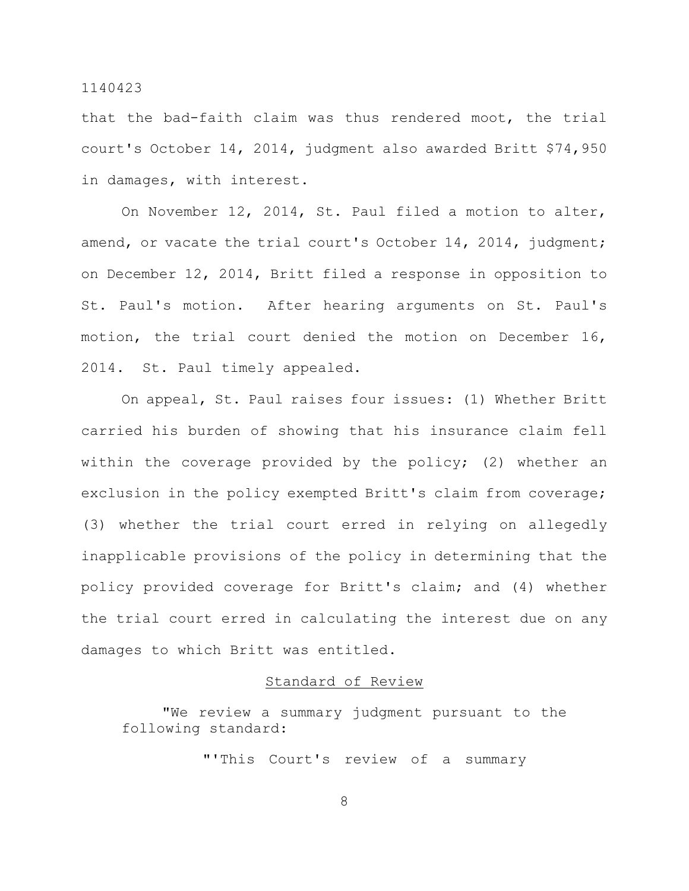that the bad-faith claim was thus rendered moot, the trial court's October 14, 2014, judgment also awarded Britt $74,950 in damages, with interest.

On November 12, 2014, St. Paul filed a motion to alter, amend, or vacate the trial court's October 14, 2014, judgment; on December 12, 2014, Britt filed a response in opposition to St. Paul's motion. After hearing arguments on St. Paul's motion, the trial court denied the motion on December 16, 2014. St. Paul timely appealed.

On appeal, St. Paul raises four issues: (1) Whether Britt carried his burden of showing that his insurance claim fell within the coverage provided by the policy; (2) whether an exclusion in the policy exempted Britt's claim from coverage; (3) whether the trial court erred in relying on allegedly inapplicable provisions of the policy in determining that the policy provided coverage for Britt's claim; and (4) whether the trial court erred in calculating the interest due on any damages to which Britt was entitled.

## Standard of Review

> "We review a summary judgment pursuant to the following standard:
>
> > "'This Court's review of a summary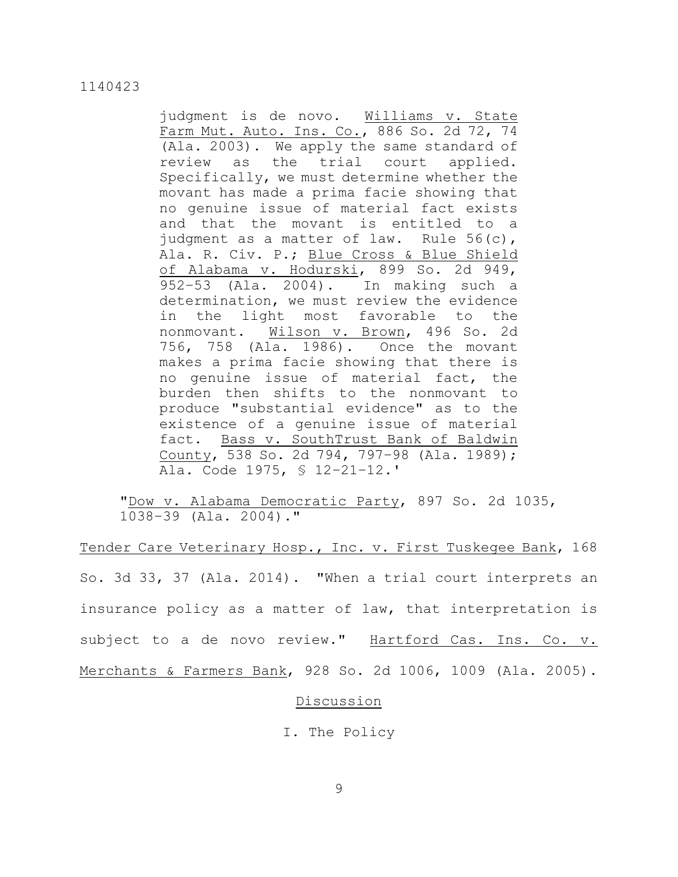judgment is de novo. Williams v. State Farm Mut. Auto. Ins. Co., 886 So. 2d 72, 74 (Ala. 2003). We apply the same standard of review as the trial court applied. Specifically, we must determine whether the movant has made a prima facie showing that no genuine issue of material fact exists and that the movant is entitled to a judgment as a matter of law. Rule 56(c), Ala. R. Civ. P.; Blue Cross & Blue Shield of Alabama v. Hodurski, 899 So. 2d 949, 952–53 (Ala. 2004). In making such a determination, we must review the evidence in the light most favorable to the nonmovant. Wilson v. Brown, 496 So. 2d 756, 758 (Ala. 1986). Once the movant makes a prima facie showing that there is no genuine issue of material fact, the burden then shifts to the nonmovant to produce "substantial evidence" as to the existence of a genuine issue of material fact. Bass v. SouthTrust Bank of Baldwin County, 538 So. 2d 794, 797–98 (Ala. 1989); Ala. Code 1975, § 12–21–12.'

"Dow v. Alabama Democratic Party, 897 So. 2d 1035, 1038–39 (Ala. 2004)."

Tender Care Veterinary Hosp., Inc. v. First Tuskegee Bank, 168 So. 3d 33, 37 (Ala. 2014). "When a trial court interprets an insurance policy as a matter of law, that interpretation is subject to a de novo review." Hartford Cas. Ins. Co. v. Merchants & Farmers Bank, 928 So. 2d 1006, 1009 (Ala. 2005).

## Discussion

### I. The Policy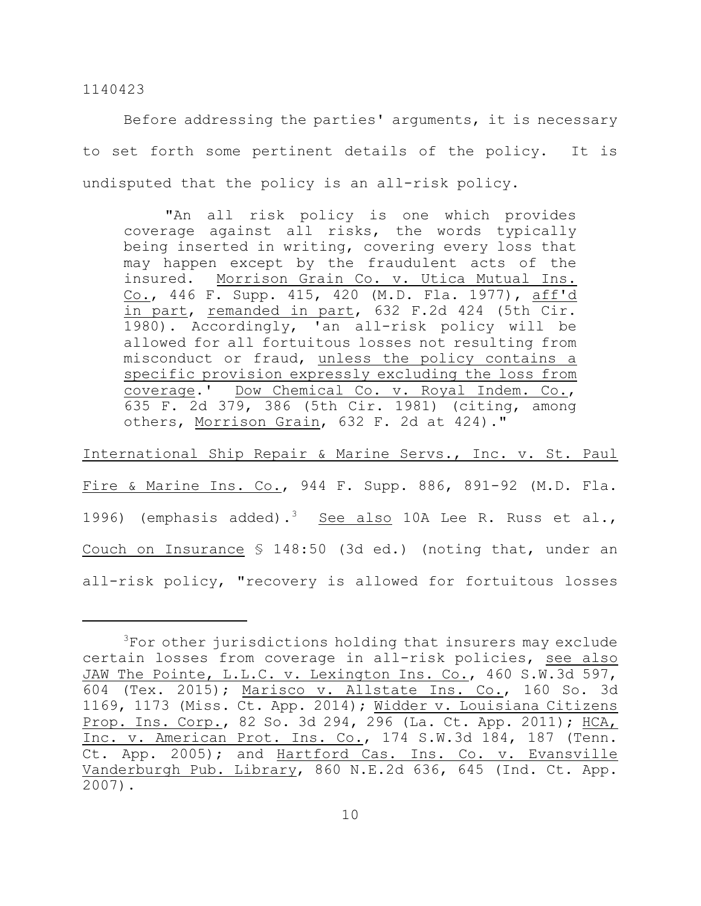Before addressing the parties' arguments, it is necessary to set forth some pertinent details of the policy. It is undisputed that the policy is an all-risk policy.

> "An all risk policy is one which provides coverage against all risks, the words typically being inserted in writing, covering every loss that may happen except by the fraudulent acts of the insured. Morrison Grain Co. v. Utica Mutual Ins. Co., 446 F. Supp. 415, 420 (M.D. Fla. 1977), aff'd in part, remanded in part, 632 F.2d 424 (5th Cir. 1980). Accordingly, 'an all-risk policy will be allowed for all fortuitous losses not resulting from misconduct or fraud, unless the policy contains a specific provision expressly excluding the loss from coverage.' Dow Chemical Co. v. Royal Indem. Co., 635 F. 2d 379, 386 (5th Cir. 1981) (citing, among others, Morrison Grain, 632 F. 2d at 424)."

International Ship Repair & Marine Servs., Inc. v. St. Paul Fire & Marine Ins. Co., 944 F. Supp. 886, 891-92 (M.D. Fla. 1996) (emphasis added).[3] See also 10A Lee R. Russ et al., Couch on Insurance § 148:50 (3d ed.) (noting that, under an all-risk policy, "recovery is allowed for fortuitous losses

---

[3]For other jurisdictions holding that insurers may exclude certain losses from coverage in all-risk policies, see also JAW The Pointe, L.L.C. v. Lexington Ins. Co., 460 S.W.3d 597, 604 (Tex. 2015); Marisco v. Allstate Ins. Co., 160 So. 3d 1169, 1173 (Miss. Ct. App. 2014); Widder v. Louisiana Citizens Prop. Ins. Corp., 82 So. 3d 294, 296 (La. Ct. App. 2011); HCA, Inc. v. American Prot. Ins. Co., 174 S.W.3d 184, 187 (Tenn. Ct. App. 2005); and Hartford Cas. Ins. Co. v. Evansville Vanderburgh Pub. Library, 860 N.E.2d 636, 645 (Ind. Ct. App. 2007).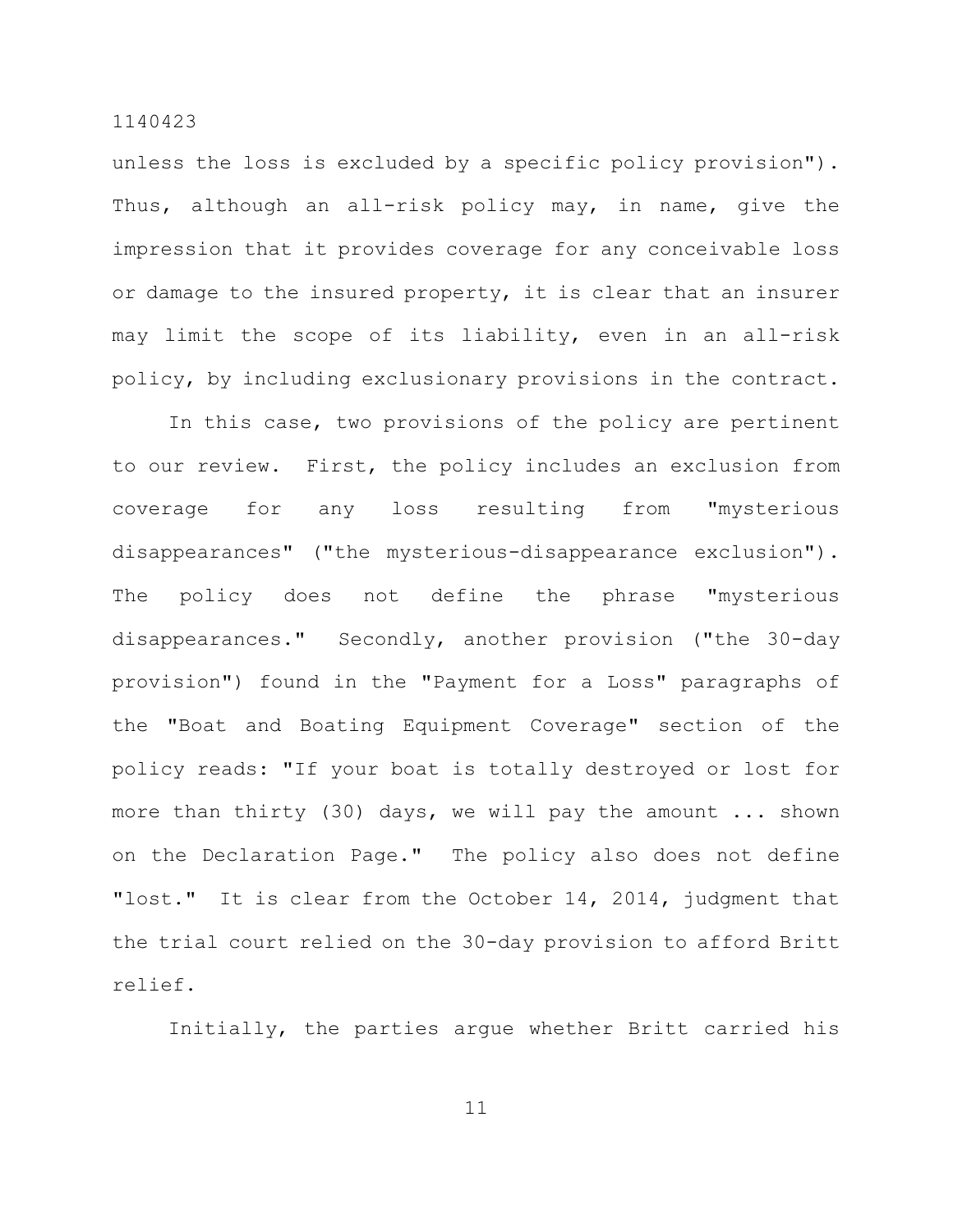unless the loss is excluded by a specific policy provision"). Thus, although an all-risk policy may, in name, give the impression that it provides coverage for any conceivable loss or damage to the insured property, it is clear that an insurer may limit the scope of its liability, even in an all-risk policy, by including exclusionary provisions in the contract.

In this case, two provisions of the policy are pertinent to our review. First, the policy includes an exclusion from coverage for any loss resulting from "mysterious disappearances" ("the mysterious-disappearance exclusion"). The policy does not define the phrase "mysterious disappearances." Secondly, another provision ("the 30-day provision") found in the "Payment for a Loss" paragraphs of the "Boat and Boating Equipment Coverage" section of the policy reads: "If your boat is totally destroyed or lost for more than thirty (30) days, we will pay the amount ... shown on the Declaration Page." The policy also does not define "lost." It is clear from the October 14, 2014, judgment that the trial court relied on the 30-day provision to afford Britt relief.

Initially, the parties argue whether Britt carried his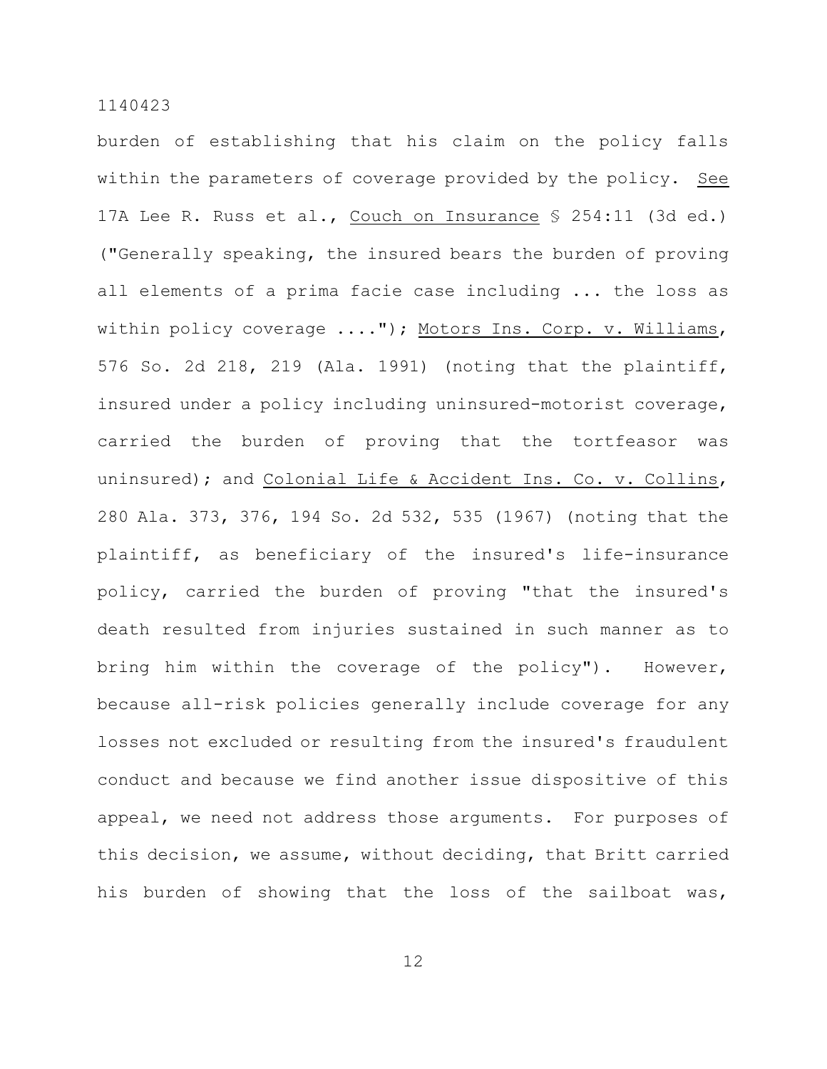burden of establishing that his claim on the policy falls within the parameters of coverage provided by the policy. _See_ 17A Lee R. Russ et al., _Couch on Insurance_ § 254:11 (3d ed.) ("Generally speaking, the insured bears the burden of proving all elements of a prima facie case including ... the loss as within policy coverage ...."); _Motors Ins. Corp. v. Williams_, 576 So. 2d 218, 219 (Ala. 1991) (noting that the plaintiff, insured under a policy including uninsured-motorist coverage, carried the burden of proving that the tortfeasor was uninsured); and _Colonial Life & Accident Ins. Co. v. Collins_, 280 Ala. 373, 376, 194 So. 2d 532, 535 (1967) (noting that the plaintiff, as beneficiary of the insured's life-insurance policy, carried the burden of proving "that the insured's death resulted from injuries sustained in such manner as to bring him within the coverage of the policy"). However, because all-risk policies generally include coverage for any losses not excluded or resulting from the insured's fraudulent conduct and because we find another issue dispositive of this appeal, we need not address those arguments. For purposes of this decision, we assume, without deciding, that Britt carried his burden of showing that the loss of the sailboat was,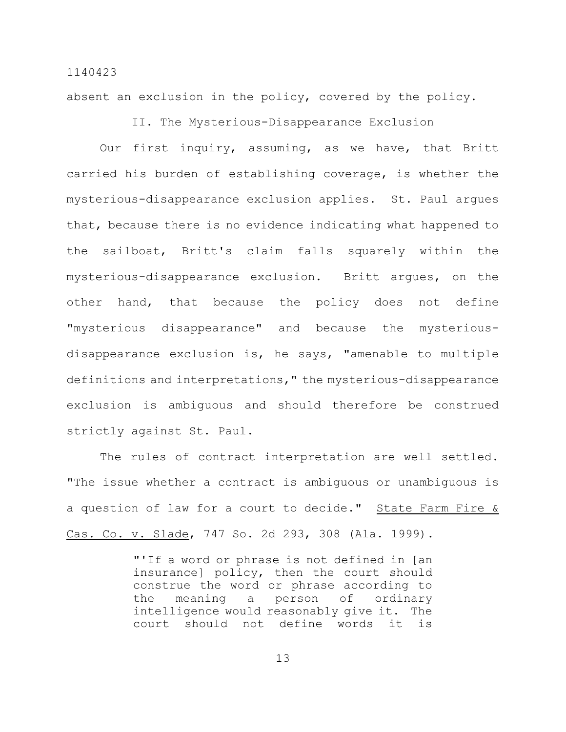absent an exclusion in the policy, covered by the policy.

## II. The Mysterious-Disappearance Exclusion

Our first inquiry, assuming, as we have, that Britt carried his burden of establishing coverage, is whether the mysterious-disappearance exclusion applies. St. Paul argues that, because there is no evidence indicating what happened to the sailboat, Britt's claim falls squarely within the mysterious-disappearance exclusion. Britt argues, on the other hand, that because the policy does not define "mysterious disappearance" and because the mysterious-disappearance exclusion is, he says, "amenable to multiple definitions and interpretations," the mysterious-disappearance exclusion is ambiguous and should therefore be construed strictly against St. Paul.

The rules of contract interpretation are well settled. "The issue whether a contract is ambiguous or unambiguous is a question of law for a court to decide." State Farm Fire & Cas. Co. v. Slade, 747 So. 2d 293, 308 (Ala. 1999).

> "'If a word or phrase is not defined in [an insurance] policy, then the court should construe the word or phrase according to the meaning a person of ordinary intelligence would reasonably give it. The court should not define words it is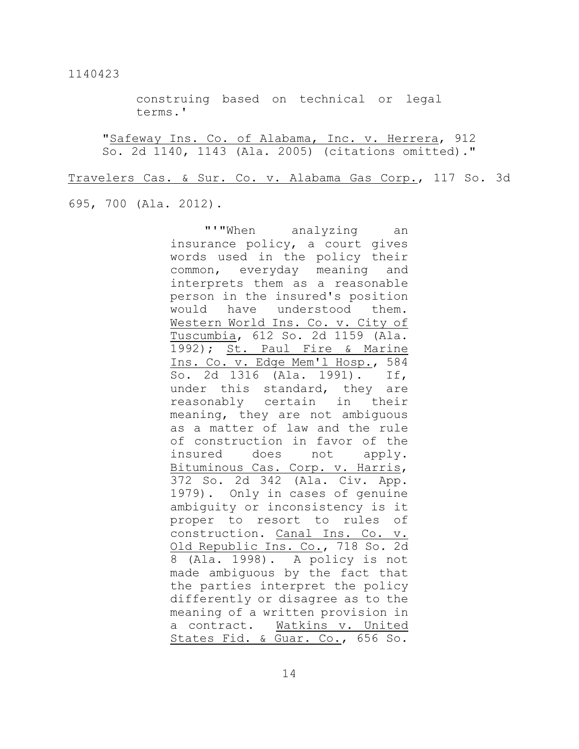> construing based on technical or legal terms.'
>
> "Safeway Ins. Co. of Alabama, Inc. v. Herrera, 912 So. 2d 1140, 1143 (Ala. 2005) (citations omitted)."

Travelers Cas. & Sur. Co. v. Alabama Gas Corp., 117 So. 3d 695, 700 (Ala. 2012).

> "'"When analyzing an insurance policy, a court gives words used in the policy their common, everyday meaning and interprets them as a reasonable person in the insured's position would have understood them. Western World Ins. Co. v. City of Tuscumbia, 612 So. 2d 1159 (Ala. 1992); St. Paul Fire & Marine Ins. Co. v. Edge Mem'l Hosp., 584 So. 2d 1316 (Ala. 1991). If, under this standard, they are reasonably certain in their meaning, they are not ambiguous as a matter of law and the rule of construction in favor of the insured does not apply. Bituminous Cas. Corp. v. Harris, 372 So. 2d 342 (Ala. Civ. App. 1979). Only in cases of genuine ambiguity or inconsistency is it proper to resort to rules of construction. Canal Ins. Co. v. Old Republic Ins. Co., 718 So. 2d 8 (Ala. 1998). A policy is not made ambiguous by the fact that the parties interpret the policy differently or disagree as to the meaning of a written provision in a contract. Watkins v. United States Fid. & Guar. Co., 656 So.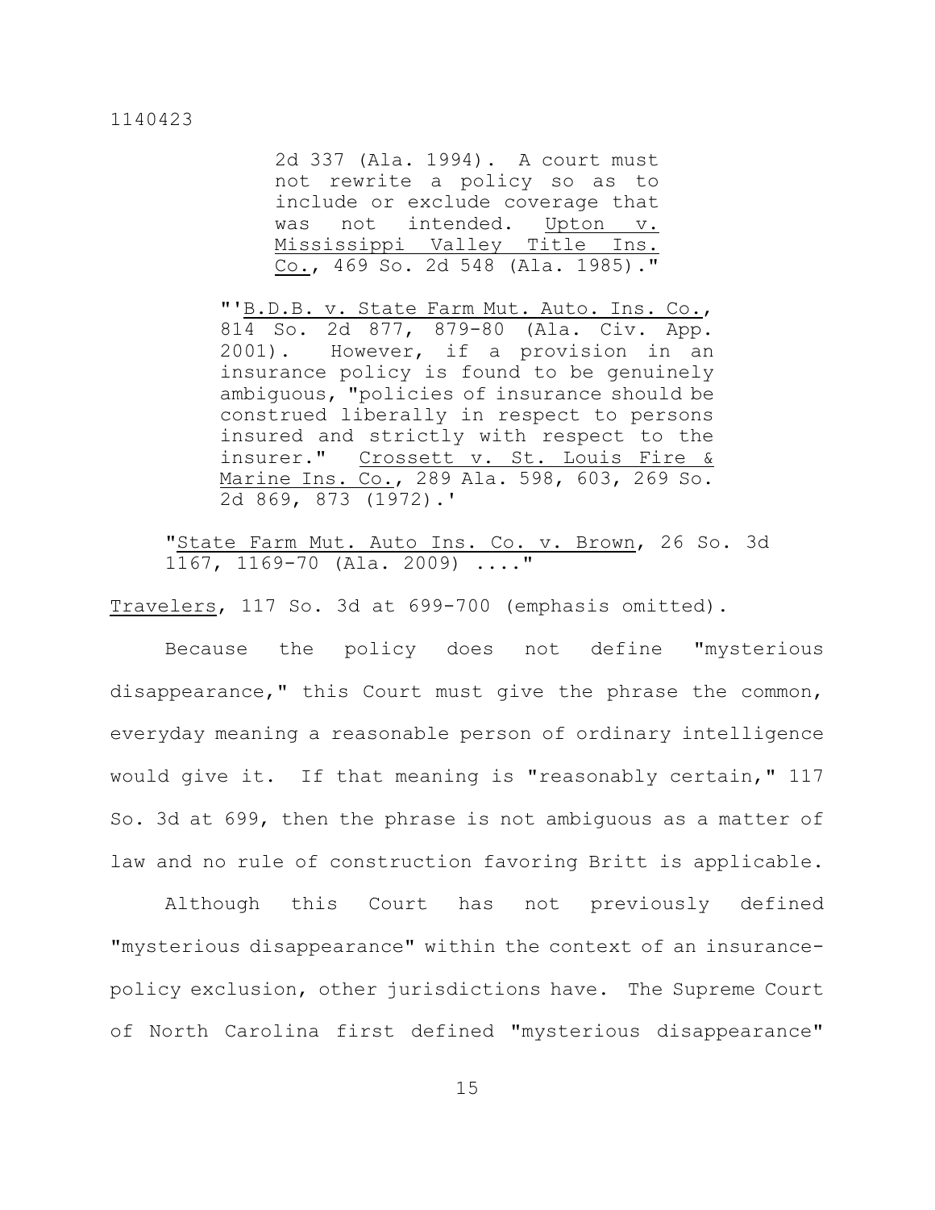> > 2d 337 (Ala. 1994). A court must not rewrite a policy so as to include or exclude coverage that was not intended. Upton v. Mississippi Valley Title Ins. Co., 469 So. 2d 548 (Ala. 1985)."
>
> "'B.D.B. v. State Farm Mut. Auto. Ins. Co., 814 So. 2d 877, 879-80 (Ala. Civ. App. 2001). However, if a provision in an insurance policy is found to be genuinely ambiguous, "policies of insurance should be construed liberally in respect to persons insured and strictly with respect to the insurer." Crossett v. St. Louis Fire & Marine Ins. Co., 289 Ala. 598, 603, 269 So. 2d 869, 873 (1972).'
>
> "State Farm Mut. Auto Ins. Co. v. Brown, 26 So. 3d 1167, 1169-70 (Ala. 2009) ...."

Travelers, 117 So. 3d at 699-700 (emphasis omitted).

Because the policy does not define "mysterious disappearance," this Court must give the phrase the common, everyday meaning a reasonable person of ordinary intelligence would give it. If that meaning is "reasonably certain," 117 So. 3d at 699, then the phrase is not ambiguous as a matter of law and no rule of construction favoring Britt is applicable.

Although this Court has not previously defined "mysterious disappearance" within the context of an insurance-policy exclusion, other jurisdictions have. The Supreme Court of North Carolina first defined "mysterious disappearance"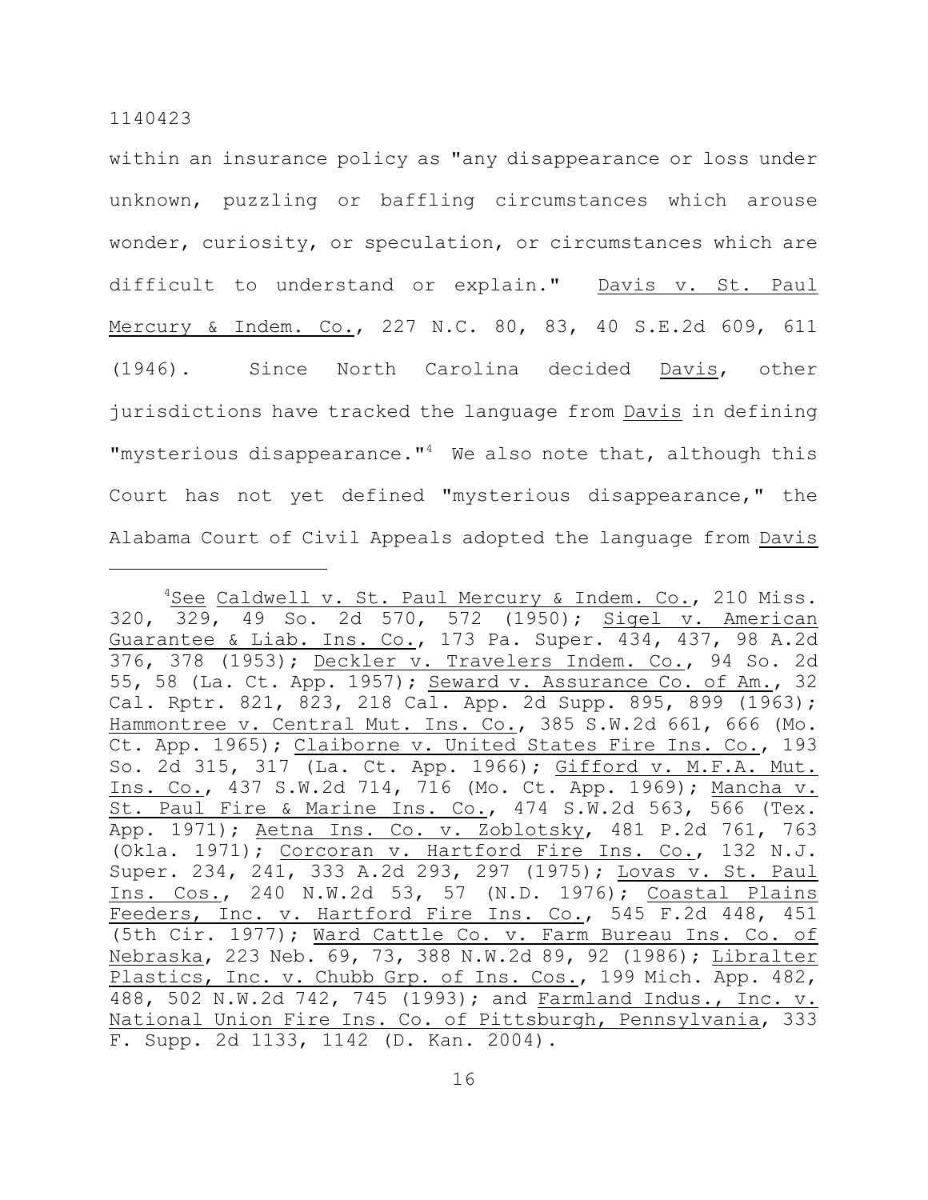within an insurance policy as "any disappearance or loss under unknown, puzzling or baffling circumstances which arouse wonder, curiosity, or speculation, or circumstances which are difficult to understand or explain." Davis v. St. Paul Mercury & Indem. Co., 227 N.C. 80, 83, 40 S.E.2d 609, 611 (1946). Since North Carolina decided Davis, other jurisdictions have tracked the language from Davis in defining "mysterious disappearance."[4] We also note that, although this Court has not yet defined "mysterious disappearance," the Alabama Court of Civil Appeals adopted the language from Davis

---

[4]See Caldwell v. St. Paul Mercury & Indem. Co., 210 Miss. 320, 329, 49 So. 2d 570, 572 (1950); Sigel v. American Guarantee & Liab. Ins. Co., 173 Pa. Super. 434, 437, 98 A.2d 376, 378 (1953); Deckler v. Travelers Indem. Co., 94 So. 2d 55, 58 (La. Ct. App. 1957); Seward v. Assurance Co. of Am., 32 Cal. Rptr. 821, 823, 218 Cal. App. 2d Supp. 895, 899 (1963); Hammontree v. Central Mut. Ins. Co., 385 S.W.2d 661, 666 (Mo. Ct. App. 1965); Claiborne v. United States Fire Ins. Co., 193 So. 2d 315, 317 (La. Ct. App. 1966); Gifford v. M.F.A. Mut. Ins. Co., 437 S.W.2d 714, 716 (Mo. Ct. App. 1969); Mancha v. St. Paul Fire & Marine Ins. Co., 474 S.W.2d 563, 566 (Tex. App. 1971); Aetna Ins. Co. v. Zoblotsky, 481 P.2d 761, 763 (Okla. 1971); Corcoran v. Hartford Fire Ins. Co., 132 N.J. Super. 234, 241, 333 A.2d 293, 297 (1975); Lovas v. St. Paul Ins. Cos., 240 N.W.2d 53, 57 (N.D. 1976); Coastal Plains Feeders, Inc. v. Hartford Fire Ins. Co., 545 F.2d 448, 451 (5th Cir. 1977); Ward Cattle Co. v. Farm Bureau Ins. Co. of Nebraska, 223 Neb. 69, 73, 388 N.W.2d 89, 92 (1986); Libralter Plastics, Inc. v. Chubb Grp. of Ins. Cos., 199 Mich. App. 482, 488, 502 N.W.2d 742, 745 (1993); and Farmland Indus., Inc. v. National Union Fire Ins. Co. of Pittsburgh, Pennsylvania, 333 F. Supp. 2d 1133, 1142 (D. Kan. 2004).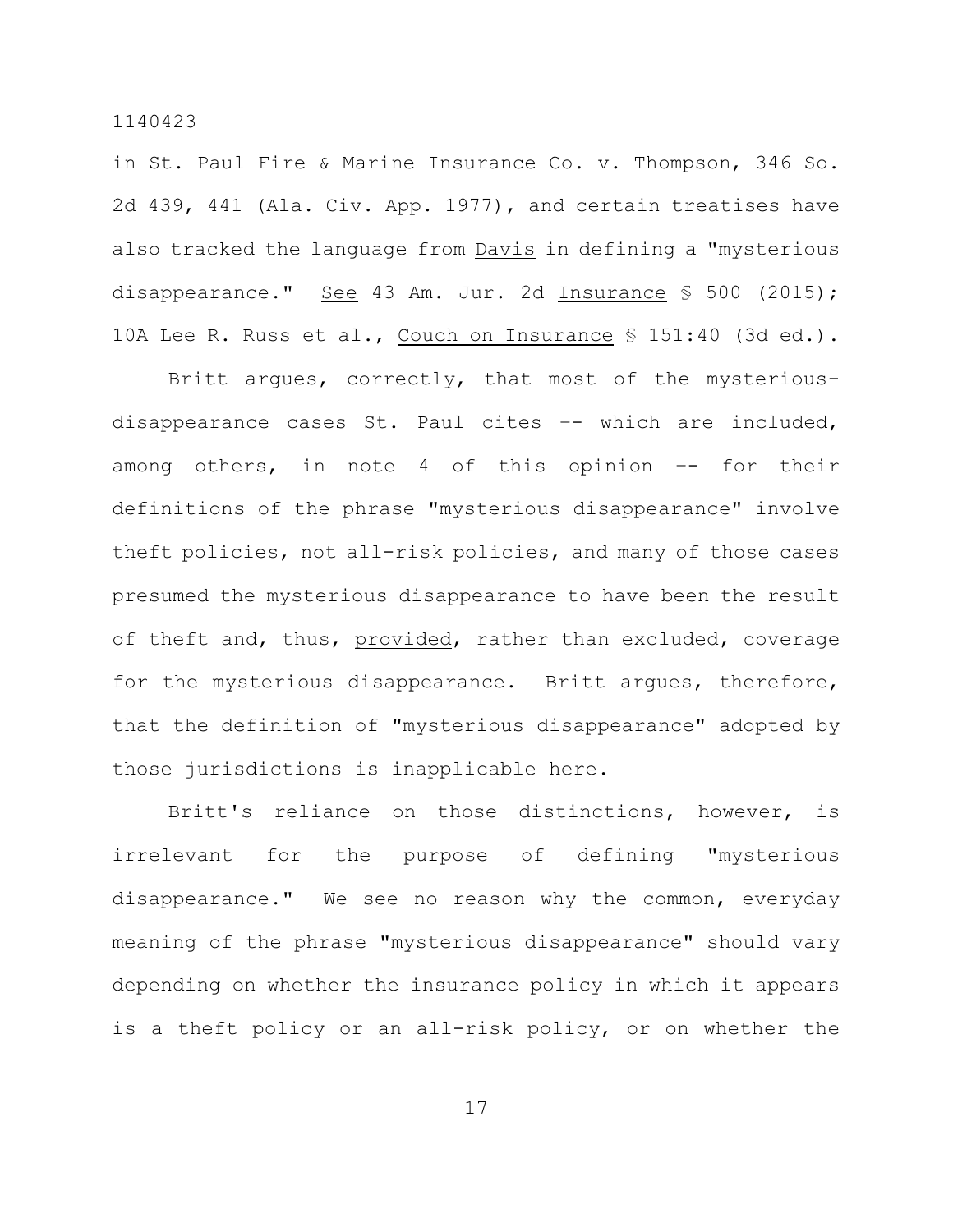in St. Paul Fire & Marine Insurance Co. v. Thompson, 346 So. 2d 439, 441 (Ala. Civ. App. 1977), and certain treatises have also tracked the language from Davis in defining a "mysterious disappearance." See 43 Am. Jur. 2d Insurance § 500 (2015); 10A Lee R. Russ et al., Couch on Insurance § 151:40 (3d ed.).

Britt argues, correctly, that most of the mysterious-disappearance cases St. Paul cites -- which are included, among others, in note 4 of this opinion -- for their definitions of the phrase "mysterious disappearance" involve theft policies, not all-risk policies, and many of those cases presumed the mysterious disappearance to have been the result of theft and, thus, provided, rather than excluded, coverage for the mysterious disappearance. Britt argues, therefore, that the definition of "mysterious disappearance" adopted by those jurisdictions is inapplicable here.

Britt's reliance on those distinctions, however, is irrelevant for the purpose of defining "mysterious disappearance." We see no reason why the common, everyday meaning of the phrase "mysterious disappearance" should vary depending on whether the insurance policy in which it appears is a theft policy or an all-risk policy, or on whether the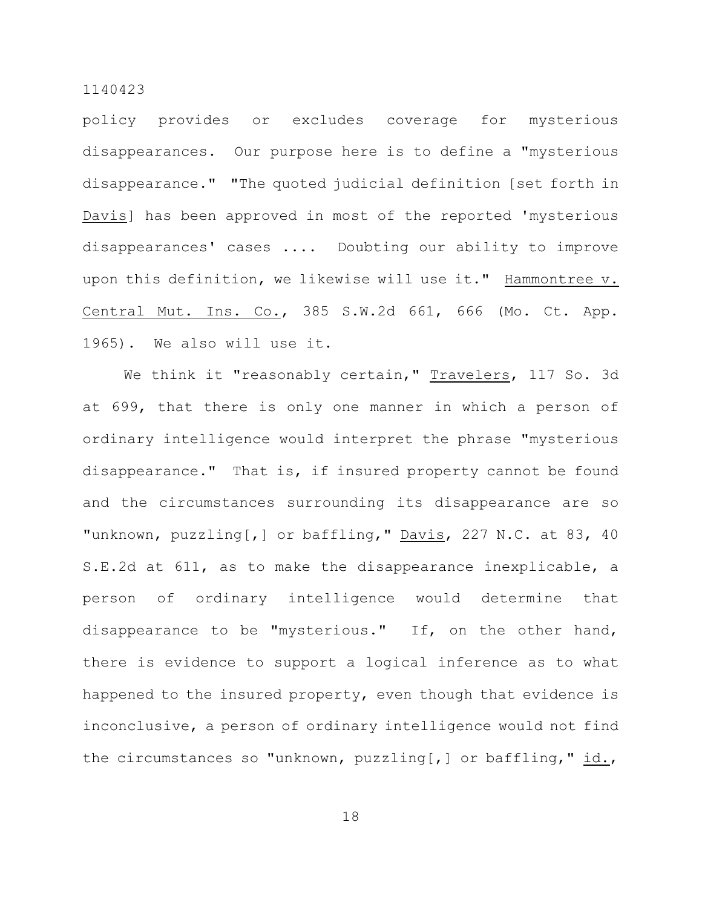policy provides or excludes coverage for mysterious disappearances. Our purpose here is to define a "mysterious disappearance." "The quoted judicial definition [set forth in Davis] has been approved in most of the reported 'mysterious disappearances' cases .... Doubting our ability to improve upon this definition, we likewise will use it." Hammontree v. Central Mut. Ins. Co., 385 S.W.2d 661, 666 (Mo. Ct. App. 1965). We also will use it.

We think it "reasonably certain," Travelers, 117 So. 3d at 699, that there is only one manner in which a person of ordinary intelligence would interpret the phrase "mysterious disappearance." That is, if insured property cannot be found and the circumstances surrounding its disappearance are so "unknown, puzzling[,] or baffling," Davis, 227 N.C. at 83, 40 S.E.2d at 611, as to make the disappearance inexplicable, a person of ordinary intelligence would determine that disappearance to be "mysterious." If, on the other hand, there is evidence to support a logical inference as to what happened to the insured property, even though that evidence is inconclusive, a person of ordinary intelligence would not find the circumstances so "unknown, puzzling[,] or baffling," id.,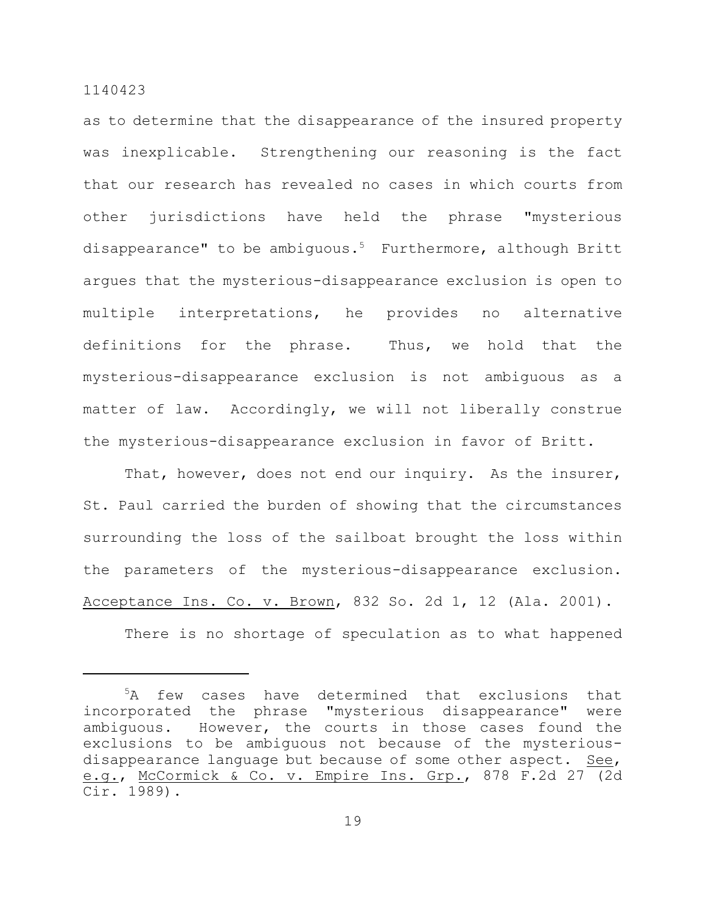as to determine that the disappearance of the insured property was inexplicable. Strengthening our reasoning is the fact that our research has revealed no cases in which courts from other jurisdictions have held the phrase "mysterious disappearance" to be ambiguous.[5] Furthermore, although Britt argues that the mysterious-disappearance exclusion is open to multiple interpretations, he provides no alternative definitions for the phrase. Thus, we hold that the mysterious-disappearance exclusion is not ambiguous as a matter of law. Accordingly, we will not liberally construe the mysterious-disappearance exclusion in favor of Britt.

That, however, does not end our inquiry. As the insurer, St. Paul carried the burden of showing that the circumstances surrounding the loss of the sailboat brought the loss within the parameters of the mysterious-disappearance exclusion. Acceptance Ins. Co. v. Brown, 832 So. 2d 1, 12 (Ala. 2001).

There is no shortage of speculation as to what happened

---

[5]A few cases have determined that exclusions that incorporated the phrase "mysterious disappearance" were ambiguous. However, the courts in those cases found the exclusions to be ambiguous not because of the mysterious-disappearance language but because of some other aspect. See, e.g., McCormick & Co. v. Empire Ins. Grp., 878 F.2d 27 (2d Cir. 1989).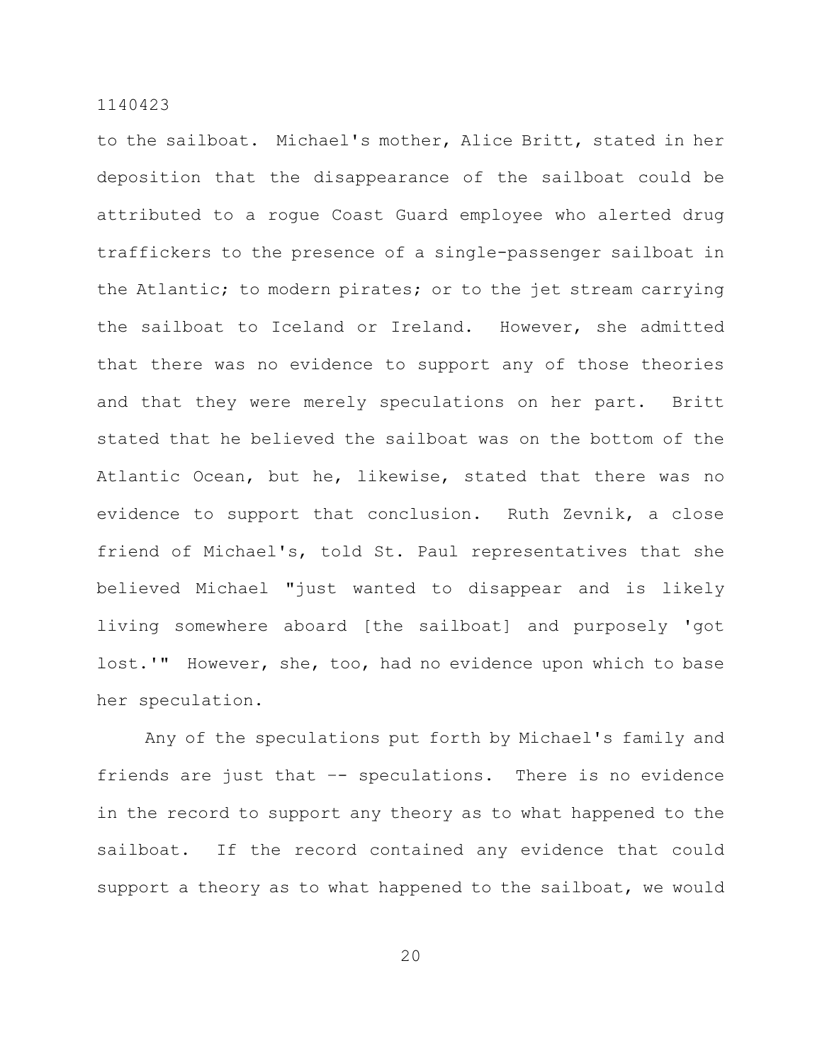to the sailboat. Michael's mother, Alice Britt, stated in her deposition that the disappearance of the sailboat could be attributed to a rogue Coast Guard employee who alerted drug traffickers to the presence of a single-passenger sailboat in the Atlantic; to modern pirates; or to the jet stream carrying the sailboat to Iceland or Ireland. However, she admitted that there was no evidence to support any of those theories and that they were merely speculations on her part. Britt stated that he believed the sailboat was on the bottom of the Atlantic Ocean, but he, likewise, stated that there was no evidence to support that conclusion. Ruth Zevnik, a close friend of Michael's, told St. Paul representatives that she believed Michael "just wanted to disappear and is likely living somewhere aboard [the sailboat] and purposely 'got lost.'" However, she, too, had no evidence upon which to base her speculation.

Any of the speculations put forth by Michael's family and friends are just that -- speculations. There is no evidence in the record to support any theory as to what happened to the sailboat. If the record contained any evidence that could support a theory as to what happened to the sailboat, we would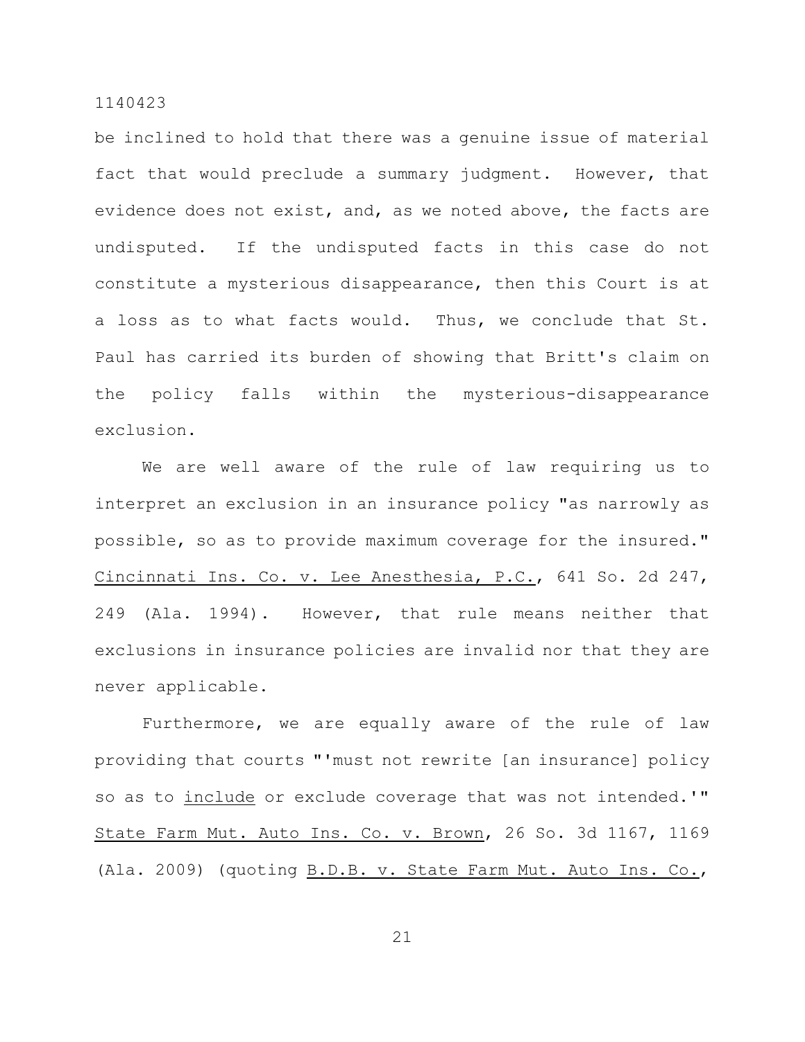be inclined to hold that there was a genuine issue of material fact that would preclude a summary judgment. However, that evidence does not exist, and, as we noted above, the facts are undisputed. If the undisputed facts in this case do not constitute a mysterious disappearance, then this Court is at a loss as to what facts would. Thus, we conclude that St. Paul has carried its burden of showing that Britt's claim on the policy falls within the mysterious-disappearance exclusion.

We are well aware of the rule of law requiring us to interpret an exclusion in an insurance policy "as narrowly as possible, so as to provide maximum coverage for the insured." Cincinnati Ins. Co. v. Lee Anesthesia, P.C., 641 So. 2d 247, 249 (Ala. 1994). However, that rule means neither that exclusions in insurance policies are invalid nor that they are never applicable.

Furthermore, we are equally aware of the rule of law providing that courts "'must not rewrite [an insurance] policy so as to include or exclude coverage that was not intended.'" State Farm Mut. Auto Ins. Co. v. Brown, 26 So. 3d 1167, 1169 (Ala. 2009) (quoting B.D.B. v. State Farm Mut. Auto Ins. Co.,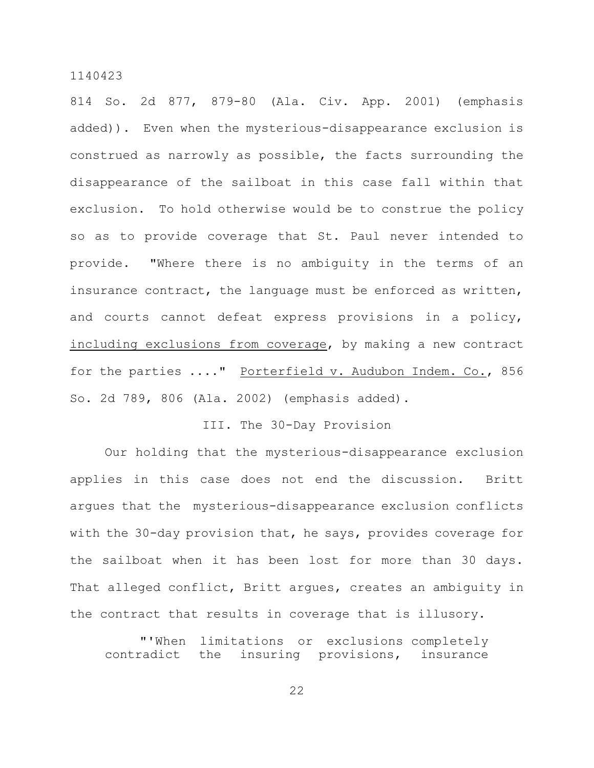814 So. 2d 877, 879-80 (Ala. Civ. App. 2001) (emphasis added)). Even when the mysterious-disappearance exclusion is construed as narrowly as possible, the facts surrounding the disappearance of the sailboat in this case fall within that exclusion. To hold otherwise would be to construe the policy so as to provide coverage that St. Paul never intended to provide. "Where there is no ambiguity in the terms of an insurance contract, the language must be enforced as written, and courts cannot defeat express provisions in a policy, <u>including exclusions from coverage</u>, by making a new contract for the parties ...." <u>Porterfield v. Audubon Indem. Co.</u>, 856 So. 2d 789, 806 (Ala. 2002) (emphasis added).

III. The 30-Day Provision

Our holding that the mysterious-disappearance exclusion applies in this case does not end the discussion. Britt argues that the mysterious-disappearance exclusion conflicts with the 30-day provision that, he says, provides coverage for the sailboat when it has been lost for more than 30 days. That alleged conflict, Britt argues, creates an ambiguity in the contract that results in coverage that is illusory.

> "'When limitations or exclusions completely contradict the insuring provisions, insurance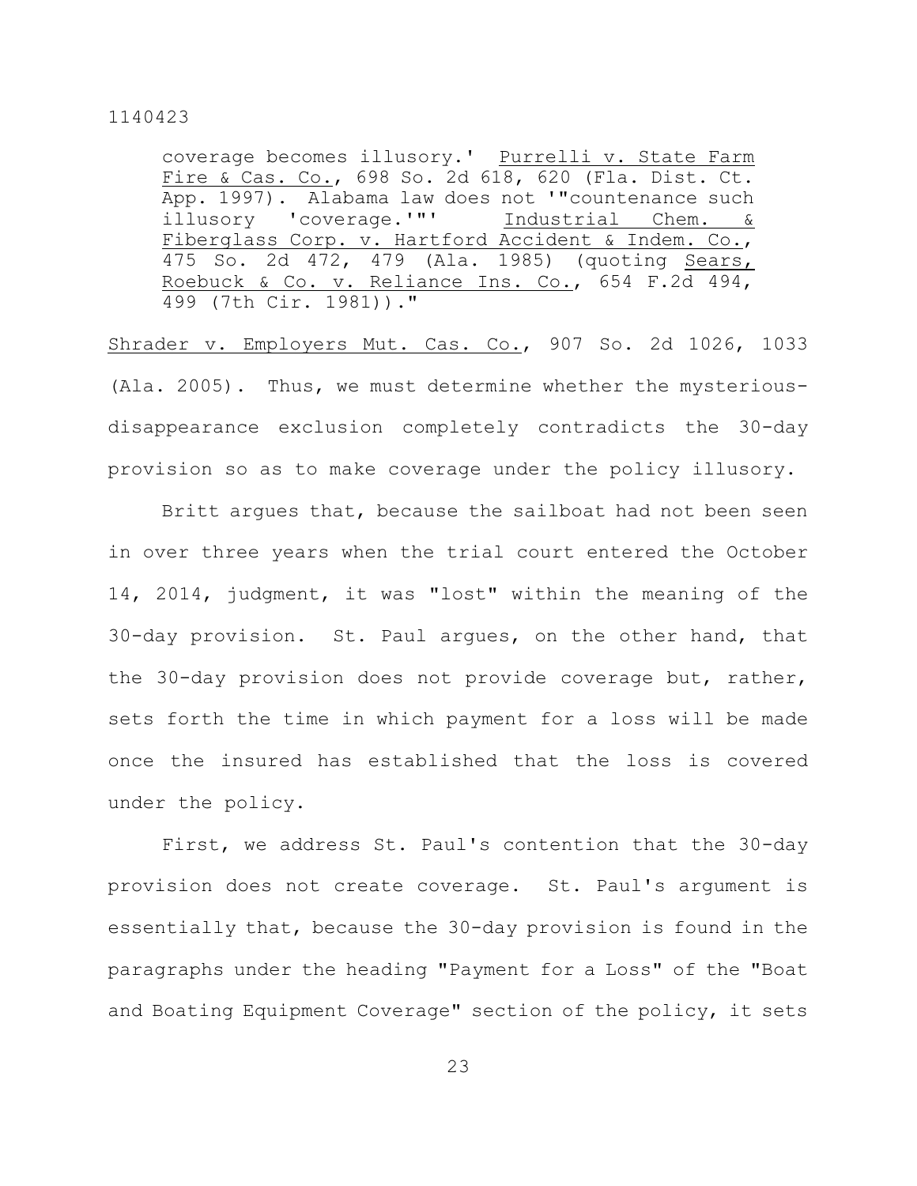coverage becomes illusory.' Purrelli v. State Farm Fire & Cas. Co., 698 So. 2d 618, 620 (Fla. Dist. Ct. App. 1997). Alabama law does not '"countenance such illusory 'coverage.'"' Industrial Chem. & Fiberglass Corp. v. Hartford Accident & Indem. Co., 475 So. 2d 472, 479 (Ala. 1985) (quoting Sears, Roebuck & Co. v. Reliance Ins. Co., 654 F.2d 494, 499 (7th Cir. 1981))."

Shrader v. Employers Mut. Cas. Co., 907 So. 2d 1026, 1033 (Ala. 2005). Thus, we must determine whether the mysterious-disappearance exclusion completely contradicts the 30-day provision so as to make coverage under the policy illusory.

Britt argues that, because the sailboat had not been seen in over three years when the trial court entered the October 14, 2014, judgment, it was "lost" within the meaning of the 30-day provision. St. Paul argues, on the other hand, that the 30-day provision does not provide coverage but, rather, sets forth the time in which payment for a loss will be made once the insured has established that the loss is covered under the policy.

First, we address St. Paul's contention that the 30-day provision does not create coverage. St. Paul's argument is essentially that, because the 30-day provision is found in the paragraphs under the heading "Payment for a Loss" of the "Boat and Boating Equipment Coverage" section of the policy, it sets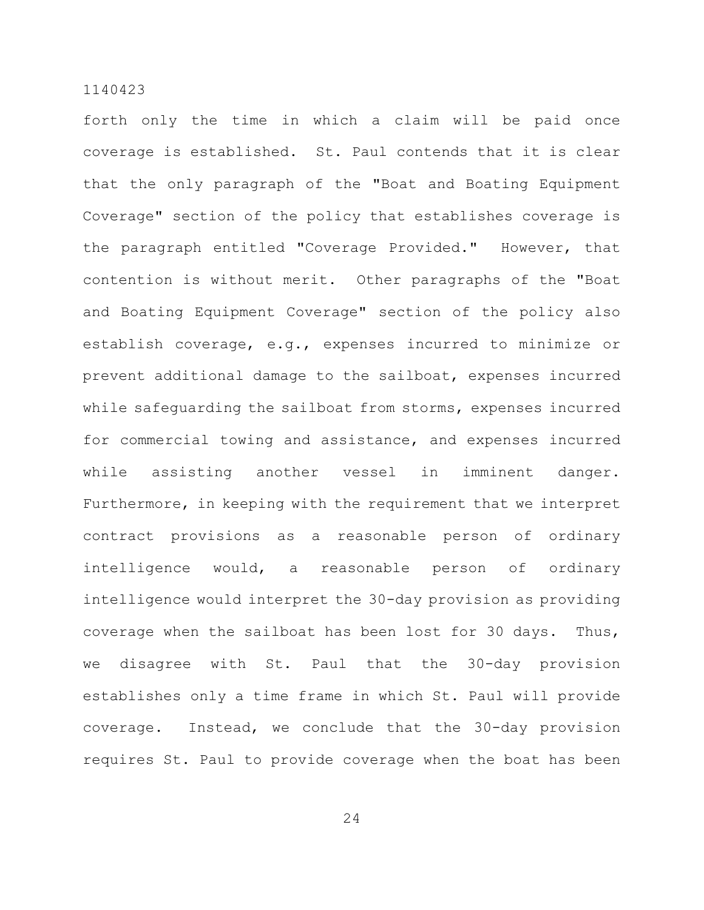forth only the time in which a claim will be paid once coverage is established. St. Paul contends that it is clear that the only paragraph of the "Boat and Boating Equipment Coverage" section of the policy that establishes coverage is the paragraph entitled "Coverage Provided." However, that contention is without merit. Other paragraphs of the "Boat and Boating Equipment Coverage" section of the policy also establish coverage, e.g., expenses incurred to minimize or prevent additional damage to the sailboat, expenses incurred while safeguarding the sailboat from storms, expenses incurred for commercial towing and assistance, and expenses incurred while assisting another vessel in imminent danger. Furthermore, in keeping with the requirement that we interpret contract provisions as a reasonable person of ordinary intelligence would, a reasonable person of ordinary intelligence would interpret the 30-day provision as providing coverage when the sailboat has been lost for 30 days. Thus, we disagree with St. Paul that the 30-day provision establishes only a time frame in which St. Paul will provide coverage. Instead, we conclude that the 30-day provision requires St. Paul to provide coverage when the boat has been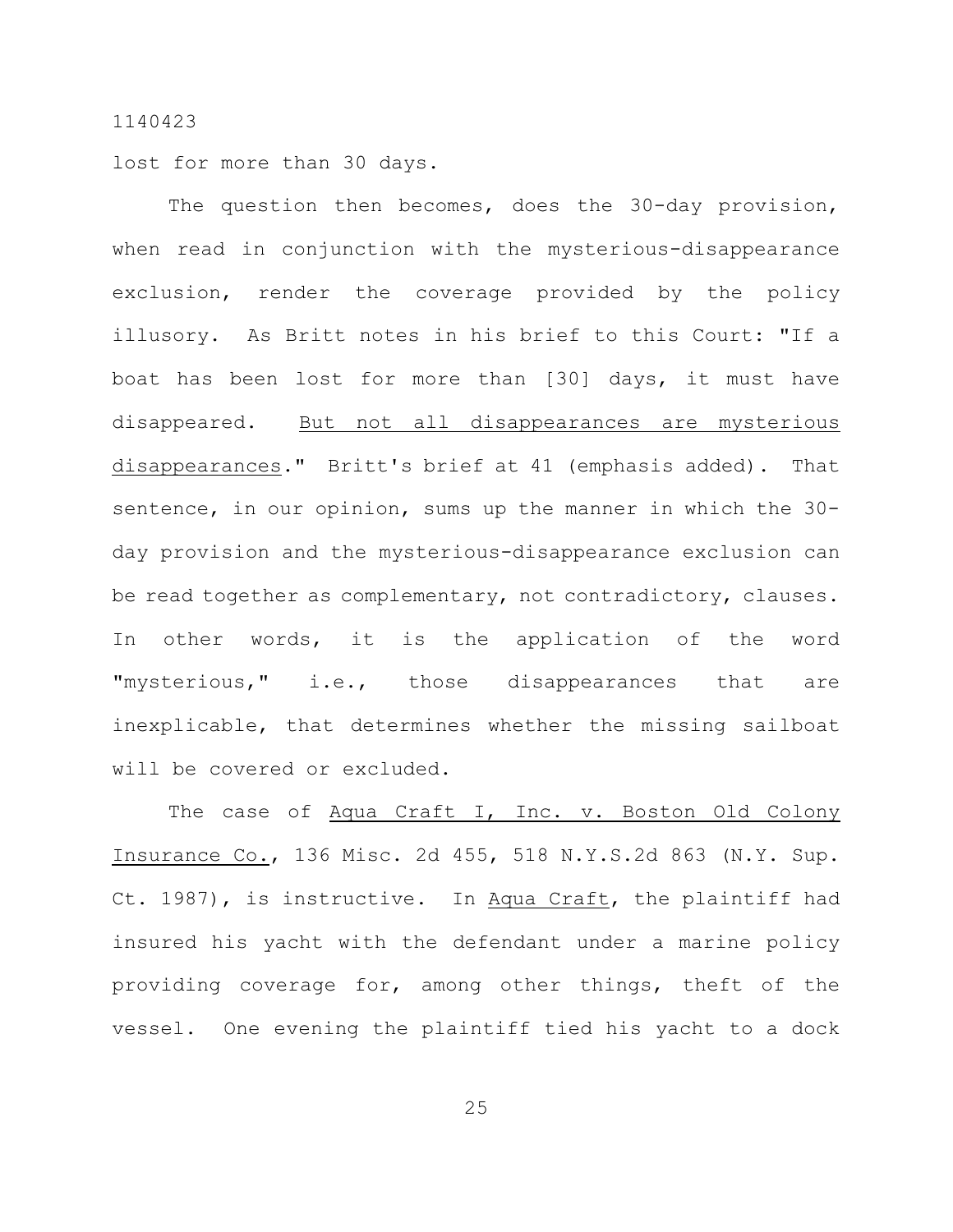lost for more than 30 days.

The question then becomes, does the 30-day provision, when read in conjunction with the mysterious-disappearance exclusion, render the coverage provided by the policy illusory. As Britt notes in his brief to this Court: "If a boat has been lost for more than [30] days, it must have disappeared. <u>But not all disappearances are mysterious disappearances</u>." Britt's brief at 41 (emphasis added). That sentence, in our opinion, sums up the manner in which the 30-day provision and the mysterious-disappearance exclusion can be read together as complementary, not contradictory, clauses. In other words, it is the application of the word "mysterious," i.e., those disappearances that are inexplicable, that determines whether the missing sailboat will be covered or excluded.

The case of <u>Aqua Craft I, Inc. v. Boston Old Colony Insurance Co.</u>, 136 Misc. 2d 455, 518 N.Y.S.2d 863 (N.Y. Sup. Ct. 1987), is instructive. In <u>Aqua Craft</u>, the plaintiff had insured his yacht with the defendant under a marine policy providing coverage for, among other things, theft of the vessel. One evening the plaintiff tied his yacht to a dock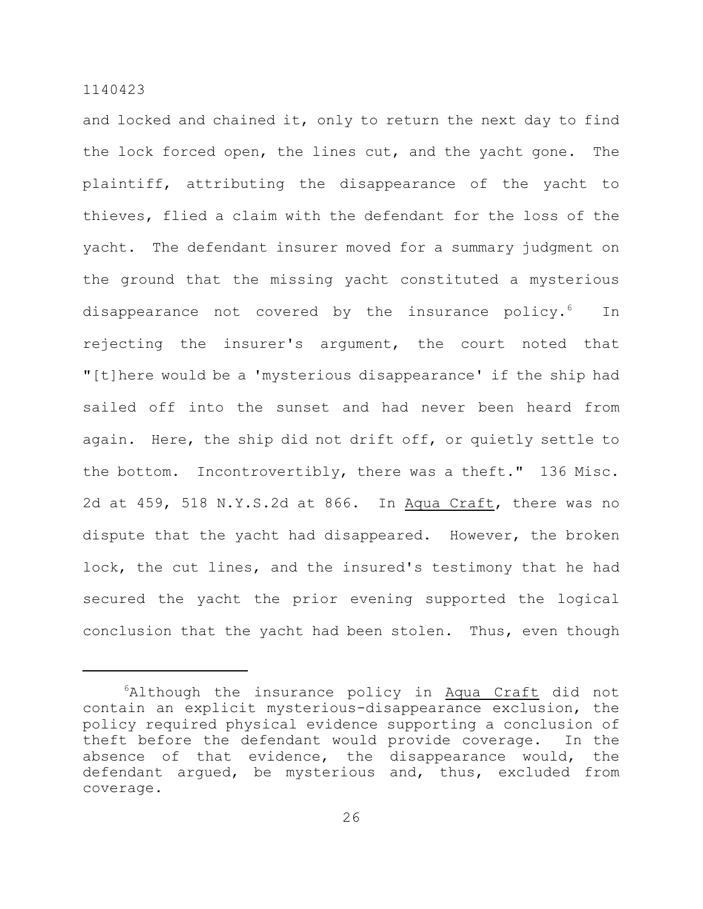and locked and chained it, only to return the next day to find the lock forced open, the lines cut, and the yacht gone. The plaintiff, attributing the disappearance of the yacht to thieves, flied a claim with the defendant for the loss of the yacht. The defendant insurer moved for a summary judgment on the ground that the missing yacht constituted a mysterious disappearance not covered by the insurance policy.[6] In rejecting the insurer's argument, the court noted that "[t]here would be a 'mysterious disappearance' if the ship had sailed off into the sunset and had never been heard from again. Here, the ship did not drift off, or quietly settle to the bottom. Incontrovertibly, there was a theft." 136 Misc. 2d at 459, 518 N.Y.S.2d at 866. In Aqua Craft, there was no dispute that the yacht had disappeared. However, the broken lock, the cut lines, and the insured's testimony that he had secured the yacht the prior evening supported the logical conclusion that the yacht had been stolen. Thus, even though

---

[6]Although the insurance policy in Aqua Craft did not contain an explicit mysterious-disappearance exclusion, the policy required physical evidence supporting a conclusion of theft before the defendant would provide coverage. In the absence of that evidence, the disappearance would, the defendant argued, be mysterious and, thus, excluded from coverage.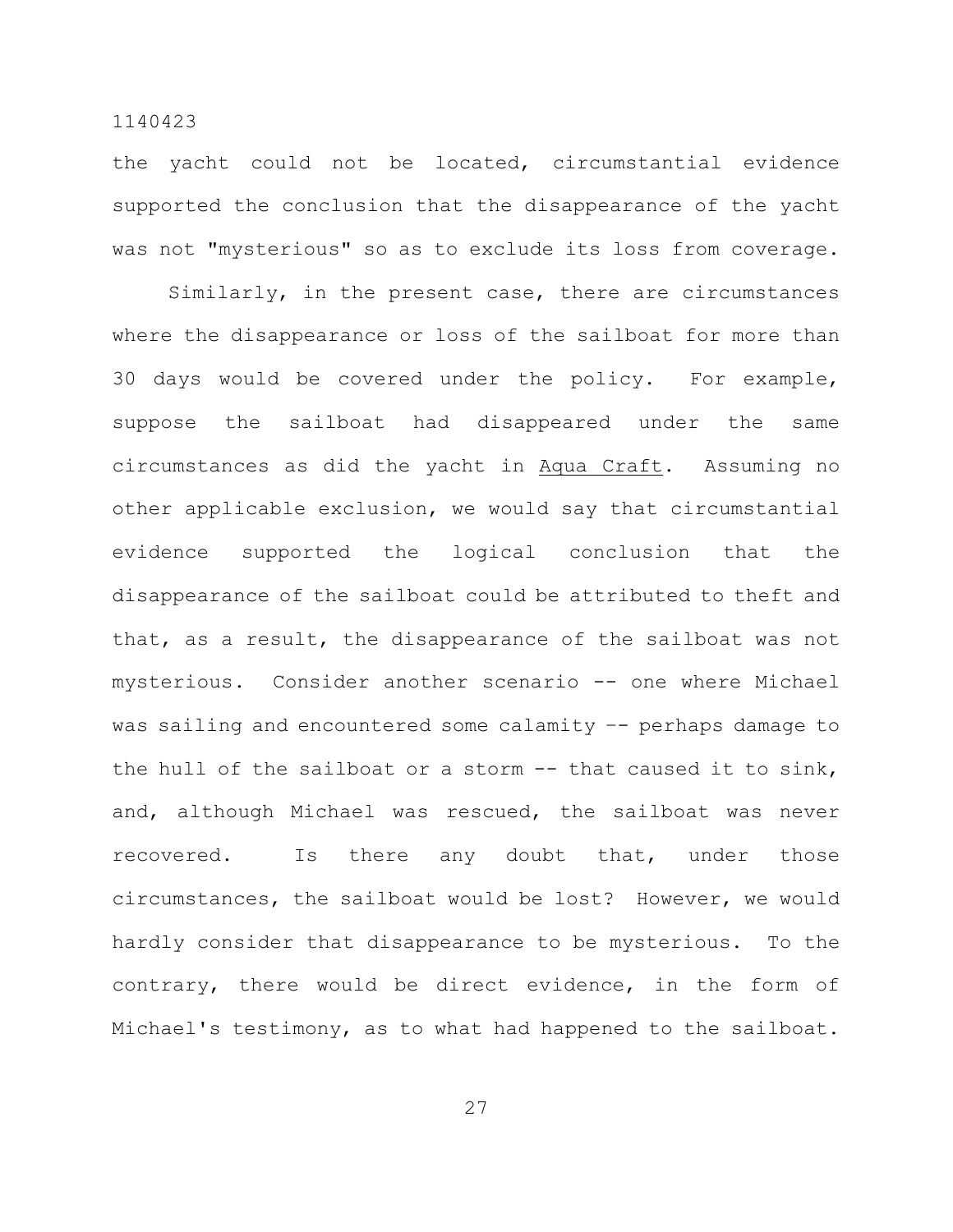the yacht could not be located, circumstantial evidence supported the conclusion that the disappearance of the yacht was not "mysterious" so as to exclude its loss from coverage.

Similarly, in the present case, there are circumstances where the disappearance or loss of the sailboat for more than 30 days would be covered under the policy. For example, suppose the sailboat had disappeared under the same circumstances as did the yacht in Aqua Craft. Assuming no other applicable exclusion, we would say that circumstantial evidence supported the logical conclusion that the disappearance of the sailboat could be attributed to theft and that, as a result, the disappearance of the sailboat was not mysterious. Consider another scenario -- one where Michael was sailing and encountered some calamity -- perhaps damage to the hull of the sailboat or a storm -- that caused it to sink, and, although Michael was rescued, the sailboat was never recovered. Is there any doubt that, under those circumstances, the sailboat would be lost? However, we would hardly consider that disappearance to be mysterious. To the contrary, there would be direct evidence, in the form of Michael's testimony, as to what had happened to the sailboat.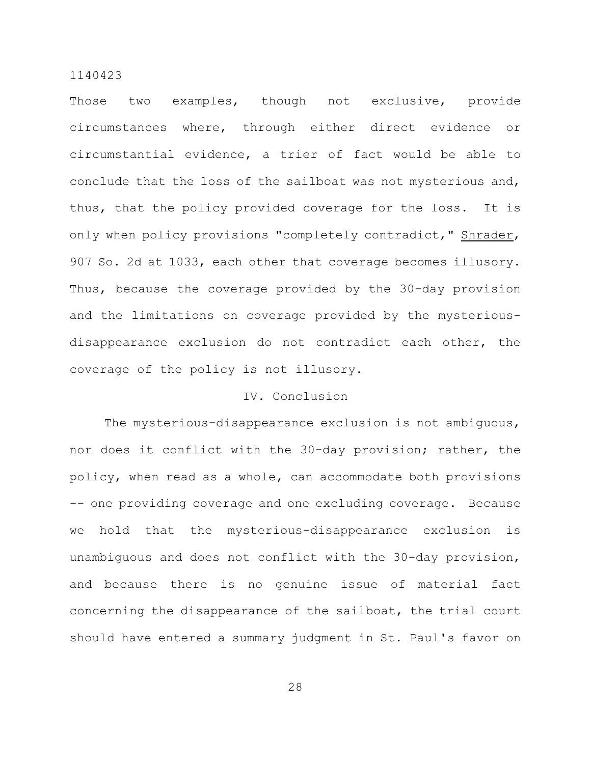Those two examples, though not exclusive, provide circumstances where, through either direct evidence or circumstantial evidence, a trier of fact would be able to conclude that the loss of the sailboat was not mysterious and, thus, that the policy provided coverage for the loss. It is only when policy provisions "completely contradict," Shrader, 907 So. 2d at 1033, each other that coverage becomes illusory. Thus, because the coverage provided by the 30-day provision and the limitations on coverage provided by the mysterious-disappearance exclusion do not contradict each other, the coverage of the policy is not illusory.

## IV. Conclusion

The mysterious-disappearance exclusion is not ambiguous, nor does it conflict with the 30-day provision; rather, the policy, when read as a whole, can accommodate both provisions -- one providing coverage and one excluding coverage. Because we hold that the mysterious-disappearance exclusion is unambiguous and does not conflict with the 30-day provision, and because there is no genuine issue of material fact concerning the disappearance of the sailboat, the trial court should have entered a summary judgment in St. Paul's favor on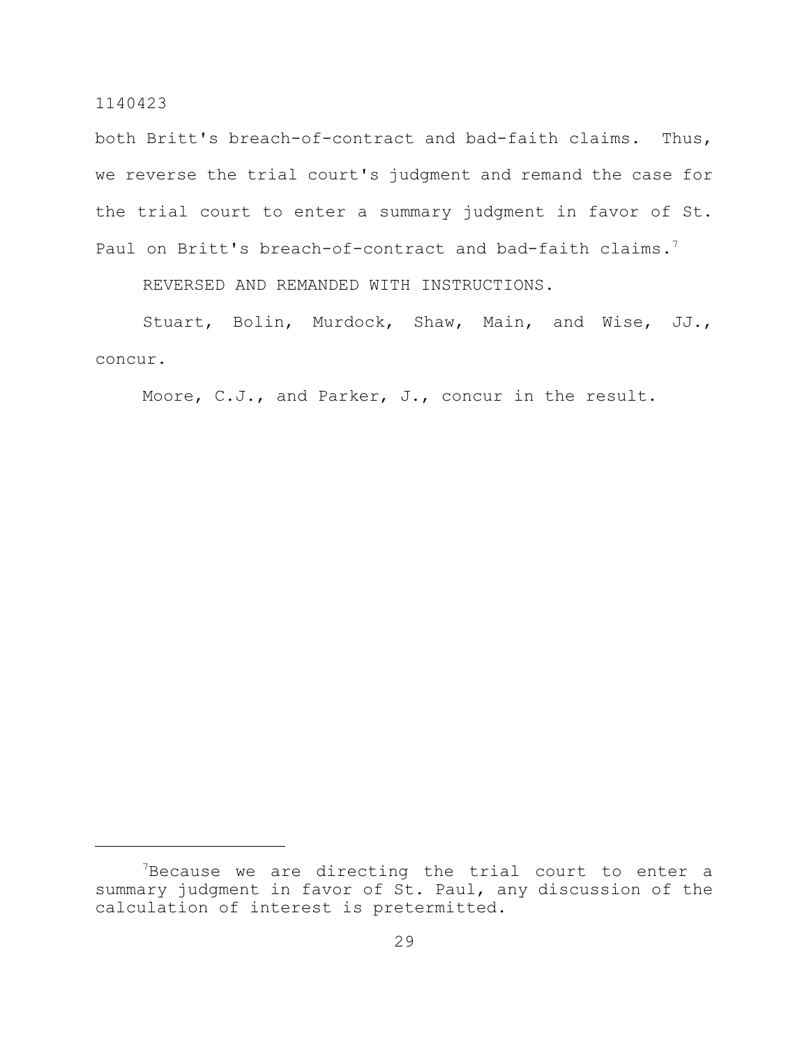both Britt's breach-of-contract and bad-faith claims. Thus, we reverse the trial court's judgment and remand the case for the trial court to enter a summary judgment in favor of St. Paul on Britt's breach-of-contract and bad-faith claims.[7]

REVERSED AND REMANDED WITH INSTRUCTIONS.

Stuart, Bolin, Murdock, Shaw, Main, and Wise, JJ., concur.

Moore, C.J., and Parker, J., concur in the result.

---

[7]Because we are directing the trial court to enter a summary judgment in favor of St. Paul, any discussion of the calculation of interest is pretermitted.